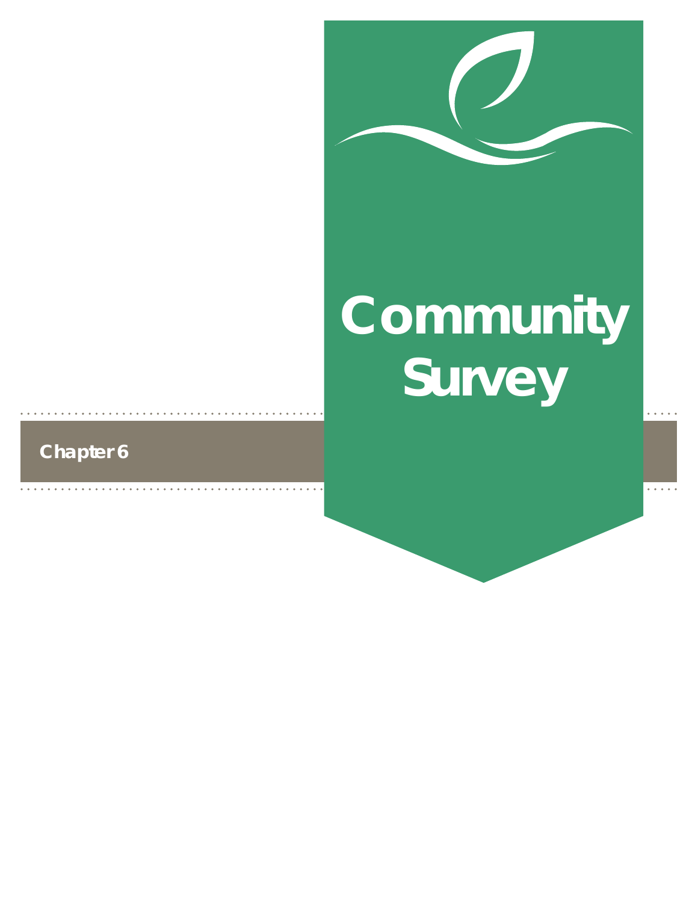Chapter 6

# Community Survey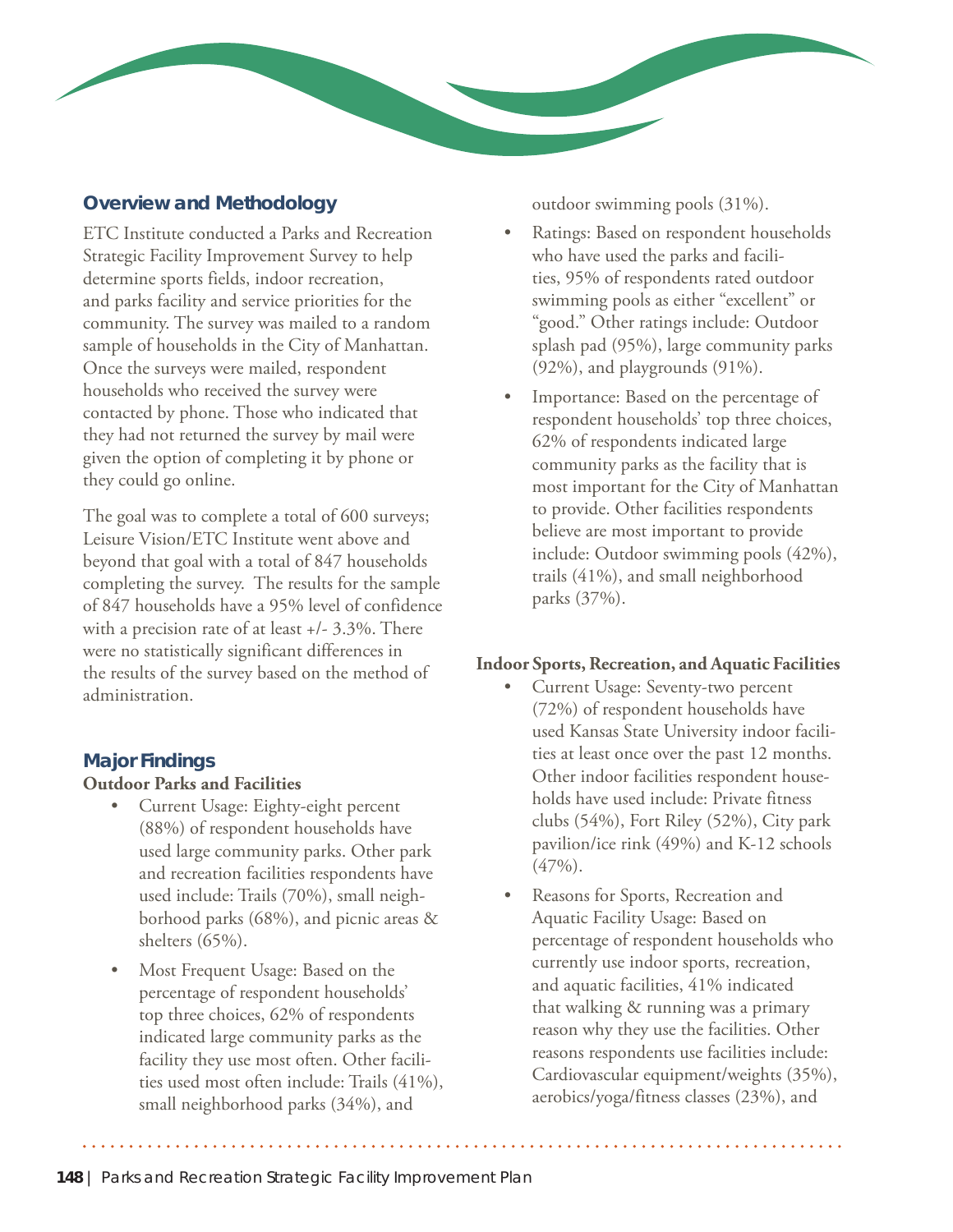## Overview and Methodology

ETC Institute conducted a Parks and Recreation Strategic Facility Improvement Survey to help determine sports fields, indoor recreation, and parks facility and service priorities for the community. The survey was mailed to a random sample of households in the City of Manhattan. Once the surveys were mailed, respondent households who received the survey were contacted by phone. Those who indicated that they had not returned the survey by mail were given the option of completing it by phone or they could go online.

The goal was to complete a total of 600 surveys; Leisure Vision/ETC Institute went above and beyond that goal with a total of 847 households completing the survey. The results for the sample of 847 households have a 95% level of confidence with a precision rate of at least +/- 3.3%. There were no statistically significant differences in the results of the survey based on the method of administration.

## Major Findings

**Outdoor Parks and Facilities**

- Current Usage: Eighty-eight percent (88%) of respondent households have used large community parks. Other park and recreation facilities respondents have used include: Trails (70%), small neighborhood parks (68%), and picnic areas & shelters (65%).
- Most Frequent Usage: Based on the percentage of respondent households' top three choices, 62% of respondents indicated large community parks as the facility they use most often. Other facilities used most often include: Trails (41%), small neighborhood parks (34%), and outdoor swimming pools (31%).
- Ratings: Based on respondent households who have used the parks and facilities, 95% of respondents rated outdoor swimming pools as either "excellent" or "good." Other ratings include: Outdoor splash pad (95%), large community parks (92%), and playgrounds (91%).
- Importance: Based on the percentage of respondent households' top three choices, 62% of respondents indicated large community parks as the facility that is most important for the City of Manhattan to provide. Other facilities respondents believe are most important to provide include: Outdoor swimming pools (42%), trails (41%), and small neighborhood parks (37%).

**Indoor Sports, Recreation, and Aquatic Facilities**

- Current Usage: Seventy-two percent (72%) of respondent households have used Kansas State University indoor facilities at least once over the past 12 months. Other indoor facilities respondent households have used include: Private fitness clubs (54%), Fort Riley (52%), City park pavilion/ice rink (49%) and K-12 schools (47%).
- Reasons for Sports, Recreation and Aquatic Facility Usage: Based on percentage of respondent households who currently use indoor sports, recreation, and aquatic facilities, 41% indicated that walking & running was a primary reason why they use the facilities. Other reasons respondents use facilities include: Cardiovascular equipment/weights (35%), aerobics/yoga/fitness classes (23%), and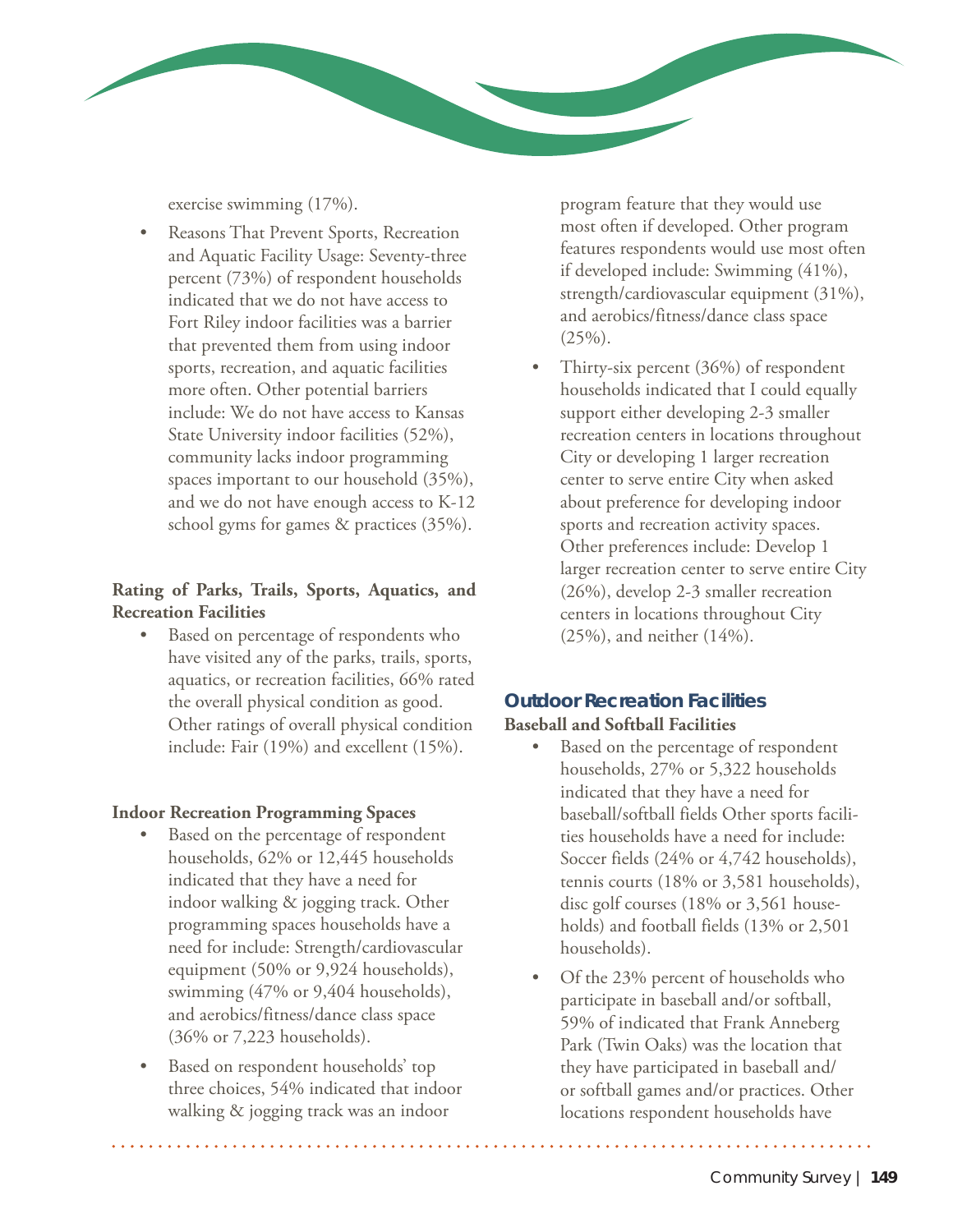exercise swimming (17%).

- Reasons That Prevent Sports, Recreation and Aquatic Facility Usage: Seventy-three percent (73%) of respondent households indicated that we do not have access to Fort Riley indoor facilities was a barrier that prevented them from using indoor sports, recreation, and aquatic facilities more often. Other potential barriers include: We do not have access to Kansas State University indoor facilities (52%), community lacks indoor programming spaces important to our household (35%), and we do not have enough access to K-12 school gyms for games & practices (35%).

**Rating of Parks, Trails, Sports, Aquatics, and Recreation Facilities**

- Based on percentage of respondents who have visited any of the parks, trails, sports, aquatics, or recreation facilities, 66% rated the overall physical condition as good. Other ratings of overall physical condition include: Fair (19%) and excellent (15%).

**Indoor Recreation Programming Spaces**

- Based on the percentage of respondent households, 62% or 12,445 households indicated that they have a need for indoor walking & jogging track. Other programming spaces households have a need for include: Strength/cardiovascular equipment (50% or 9,924 households), swimming (47% or 9,404 households), and aerobics/fitness/dance class space (36% or 7,223 households).
- Based on respondent households' top three choices, 54% indicated that indoor walking & jogging track was an indoor program feature that they would use most often if developed. Other program features respondents would use most often if developed include: Swimming (41%), strength/cardiovascular equipment (31%), and aerobics/fitness/dance class space (25%).
- Thirty-six percent (36%) of respondent households indicated that I could equally support either developing 2-3 smaller recreation centers in locations throughout City or developing 1 larger recreation center to serve entire City when asked about preference for developing indoor sports and recreation activity spaces. Other preferences include: Develop 1 larger recreation center to serve entire City (26%), develop 2-3 smaller recreation centers in locations throughout City (25%), and neither (14%).

## Outdoor Recreation Facilities

**Baseball and Softball Facilities**

- Based on the percentage of respondent households, 27% or 5,322 households indicated that they have a need for baseball/softball fields Other sports facilities households have a need for include: Soccer fields (24% or 4,742 households), tennis courts (18% or 3,581 households), disc golf courses (18% or 3,561 households) and football fields (13% or 2,501 households).
- Of the 23% percent of households who participate in baseball and/or softball, 59% of indicated that Frank Anneberg Park (Twin Oaks) was the location that they have participated in baseball and/or softball games and/or practices. Other locations respondent households have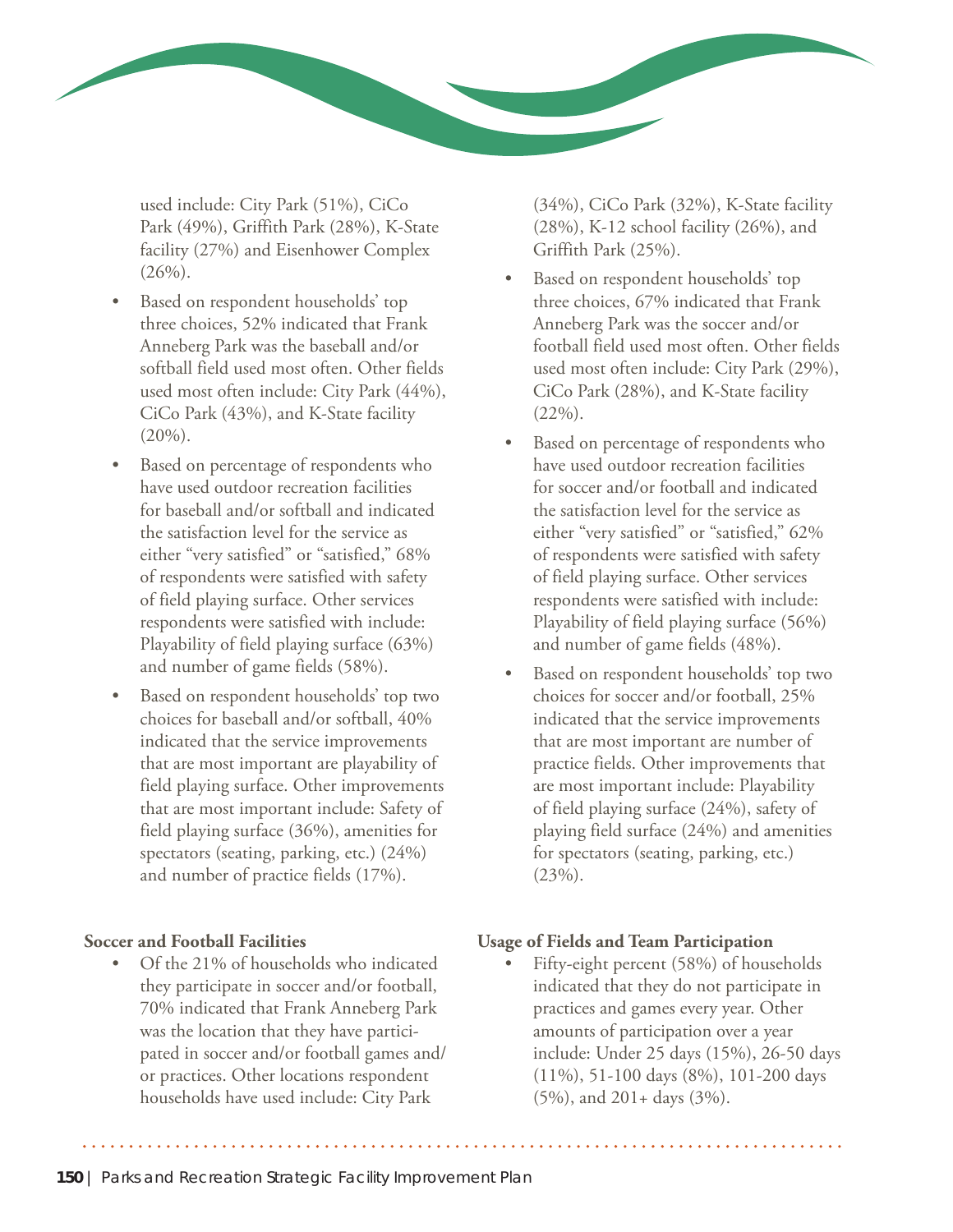used include: City Park (51%), CiCo Park (49%), Griffith Park (28%), K-State facility (27%) and Eisenhower Complex (26%).

- Based on respondent households' top three choices, 52% indicated that Frank Anneberg Park was the baseball and/or softball field used most often. Other fields used most often include: City Park (44%), CiCo Park (43%), and K-State facility (20%).
- Based on percentage of respondents who have used outdoor recreation facilities for baseball and/or softball and indicated the satisfaction level for the service as either "very satisfied" or "satisfied," 68% of respondents were satisfied with safety of field playing surface. Other services respondents were satisfied with include: Playability of field playing surface (63%) and number of game fields (58%).
- Based on respondent households' top two choices for baseball and/or softball, 40% indicated that the service improvements that are most important are playability of field playing surface. Other improvements that are most important include: Safety of field playing surface (36%), amenities for spectators (seating, parking, etc.) (24%) and number of practice fields (17%).

**Soccer and Football Facilities**

- Of the 21% of households who indicated they participate in soccer and/or football, 70% indicated that Frank Anneberg Park was the location that they have participated in soccer and/or football games and/or practices. Other locations respondent households have used include: City Park (34%), CiCo Park (32%), K-State facility (28%), K-12 school facility (26%), and Griffith Park (25%).
- Based on respondent households' top three choices, 67% indicated that Frank Anneberg Park was the soccer and/or football field used most often. Other fields used most often include: City Park (29%), CiCo Park (28%), and K-State facility (22%).
- Based on percentage of respondents who have used outdoor recreation facilities for soccer and/or football and indicated the satisfaction level for the service as either "very satisfied" or "satisfied," 62% of respondents were satisfied with safety of field playing surface. Other services respondents were satisfied with include: Playability of field playing surface (56%) and number of game fields (48%).
- Based on respondent households' top two choices for soccer and/or football, 25% indicated that the service improvements that are most important are number of practice fields. Other improvements that are most important include: Playability of field playing surface (24%), safety of playing field surface (24%) and amenities for spectators (seating, parking, etc.) (23%).

**Usage of Fields and Team Participation**

- Fifty-eight percent (58%) of households indicated that they do not participate in practices and games every year. Other amounts of participation over a year include: Under 25 days (15%), 26-50 days (11%), 51-100 days (8%), 101-200 days (5%), and 201+ days (3%).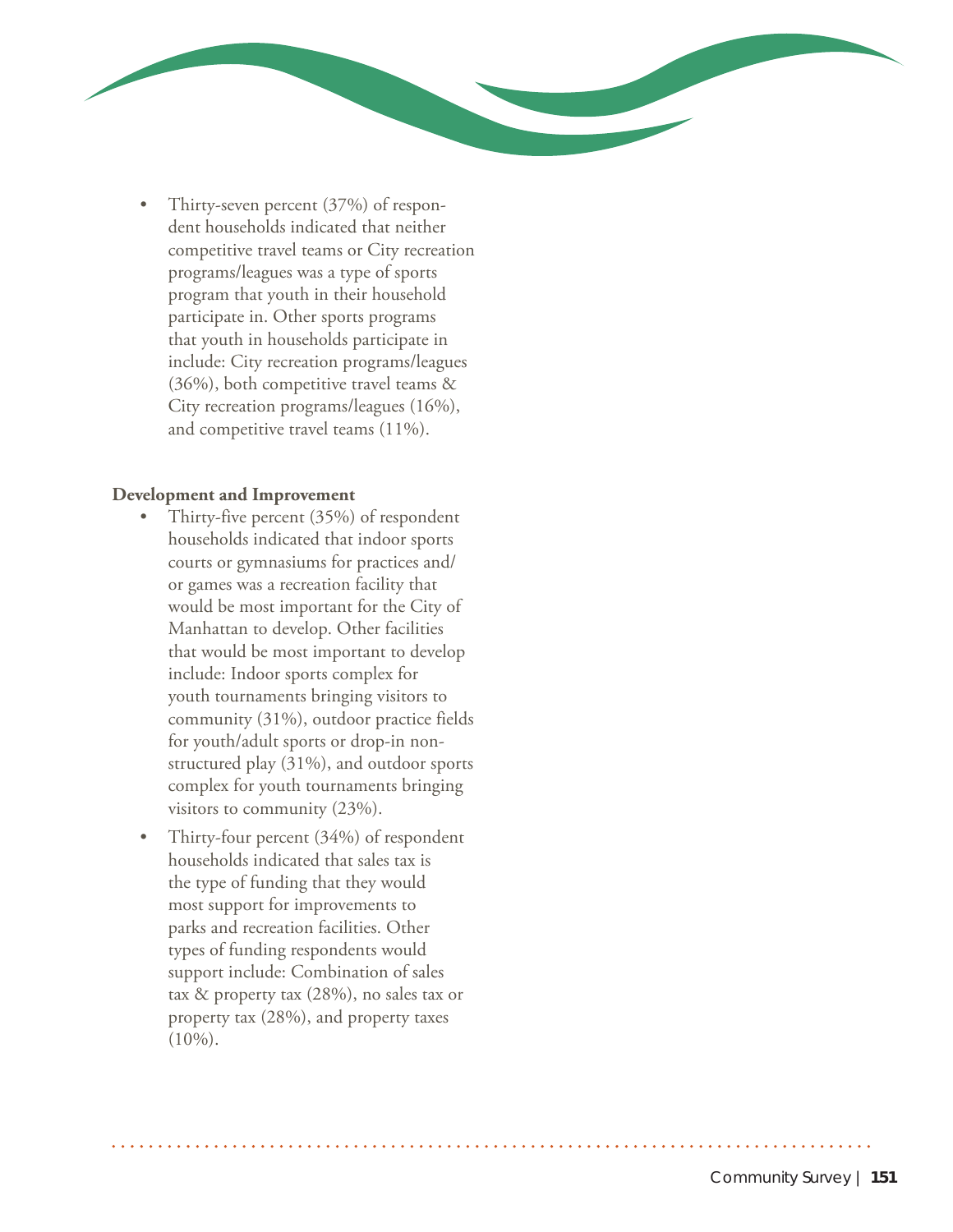- Thirty-seven percent (37%) of respondent households indicated that neither competitive travel teams or City recreation programs/leagues was a type of sports program that youth in their household participate in. Other sports programs that youth in households participate in include: City recreation programs/leagues (36%), both competitive travel teams & City recreation programs/leagues (16%), and competitive travel teams (11%).

**Development and Improvement**

- Thirty-five percent (35%) of respondent households indicated that indoor sports courts or gymnasiums for practices and/or games was a recreation facility that would be most important for the City of Manhattan to develop. Other facilities that would be most important to develop include: Indoor sports complex for youth tournaments bringing visitors to community (31%), outdoor practice fields for youth/adult sports or drop-in non-structured play (31%), and outdoor sports complex for youth tournaments bringing visitors to community (23%).
- Thirty-four percent (34%) of respondent households indicated that sales tax is the type of funding that they would most support for improvements to parks and recreation facilities. Other types of funding respondents would support include: Combination of sales tax & property tax (28%), no sales tax or property tax (28%), and property taxes (10%).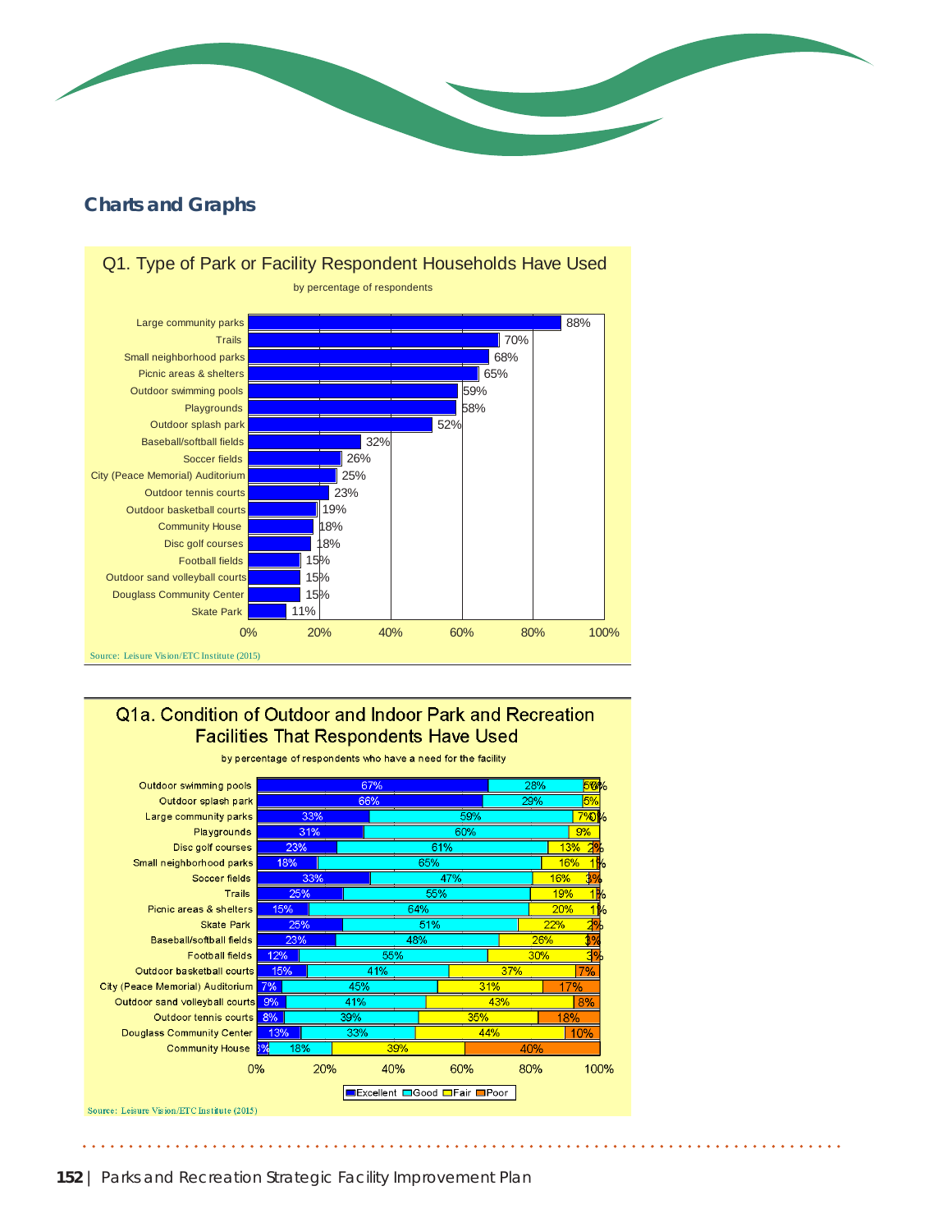## Charts and Graphs

### Q1. Type of Park or Facility Respondent Households Have Used

by percentage of respondents

| Facility | Percentage |
|---|---|
| Large community parks | 88% |
| Trails | 70% |
| Small neighborhood parks | 68% |
| Picnic areas & shelters | 65% |
| Outdoor swimming pools | 59% |
| Playgrounds | 58% |
| Outdoor splash park | 52% |
| Baseball/softball fields | 32% |
| Soccer fields | 26% |
| City (Peace Memorial) Auditorium | 25% |
| Outdoor tennis courts | 23% |
| Outdoor basketball courts | 19% |
| Community House | 18% |
| Disc golf courses | 18% |
| Football fields | 15% |
| Outdoor sand volleyball courts | 15% |
| Douglass Community Center | 15% |
| Skate Park | 11% |

Source: Leisure Vision/ETC Institute (2015)

### Q1a. Condition of Outdoor and Indoor Park and Recreation Facilities That Respondents Have Used

by percentage of respondents who have a need for the facility

| Facility | Excellent | Good | Fair | Poor |
|---|---|---|---|---|
| Outdoor swimming pools | 67% | 28% | 5% | 0% |
| Outdoor splash park | 66% | 29% | 5% | |
| Large community parks | 33% | 59% | 7% | 0% |
| Playgrounds | 31% | 60% | 9% | |
| Disc golf courses | 23% | 61% | 13% | 2% |
| Small neighborhood parks | 18% | 65% | 16% | 1% |
| Soccer fields | 33% | 47% | 16% | 3% |
| Trails | 25% | 55% | 19% | 1% |
| Picnic areas & shelters | 15% | 64% | 20% | 1% |
| Skate Park | 25% | 51% | 22% | 2% |
| Baseball/softball fields | 23% | 48% | 26% | 3% |
| Football fields | 12% | 55% | 30% | 3% |
| Outdoor basketball courts | 15% | 41% | 37% | 7% |
| City (Peace Memorial) Auditorium | 7% | 45% | 31% | 17% |
| Outdoor sand volleyball courts | 9% | 41% | 43% | 8% |
| Outdoor tennis courts | 8% | 39% | 35% | 18% |
| Douglass Community Center | 13% | 33% | 44% | 10% |
| Community House | 3% | 18% | 39% | 40% |

Source: Leisure Vision/ETC Institute (2015)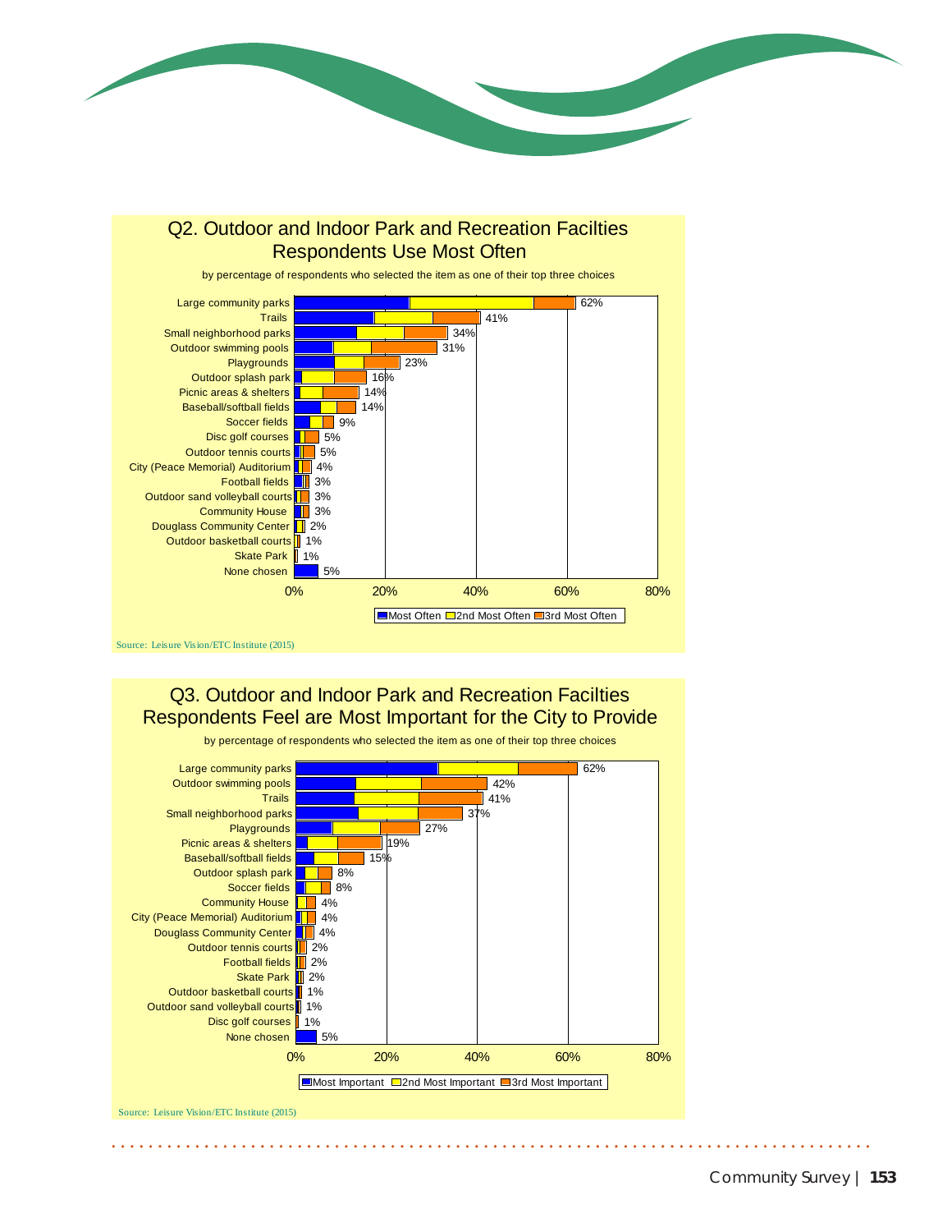## Q2. Outdoor and Indoor Park and Recreation Facilties Respondents Use Most Often

by percentage of respondents who selected the item as one of their top three choices

| Facility | Percentage |
| --- | --- |
| Large community parks | 62% |
| Trails | 41% |
| Small neighborhood parks | 34% |
| Outdoor swimming pools | 31% |
| Playgrounds | 23% |
| Outdoor splash park | 16% |
| Picnic areas & shelters | 14% |
| Baseball/softball fields | 14% |
| Soccer fields | 9% |
| Disc golf courses | 5% |
| Outdoor tennis courts | 5% |
| City (Peace Memorial) Auditorium | 4% |
| Football fields | 3% |
| Outdoor sand volleyball courts | 3% |
| Community House | 3% |
| Douglass Community Center | 2% |
| Outdoor basketball courts | 1% |
| Skate Park | 1% |
| None chosen | 5% |

Most Often / 2nd Most Often / 3rd Most Often

Source: Leisure Vision/ETC Institute (2015)

## Q3. Outdoor and Indoor Park and Recreation Facilties Respondents Feel are Most Important for the City to Provide

by percentage of respondents who selected the item as one of their top three choices

| Facility | Percentage |
| --- | --- |
| Large community parks | 62% |
| Outdoor swimming pools | 42% |
| Trails | 41% |
| Small neighborhood parks | 37% |
| Playgrounds | 27% |
| Picnic areas & shelters | 19% |
| Baseball/softball fields | 15% |
| Outdoor splash park | 8% |
| Soccer fields | 8% |
| Community House | 4% |
| City (Peace Memorial) Auditorium | 4% |
| Douglass Community Center | 4% |
| Outdoor tennis courts | 2% |
| Football fields | 2% |
| Skate Park | 2% |
| Outdoor basketball courts | 1% |
| Outdoor sand volleyball courts | 1% |
| Disc golf courses | 1% |
| None chosen | 5% |

Most Important / 2nd Most Important / 3rd Most Important

Source: Leisure Vision/ETC Institute (2015)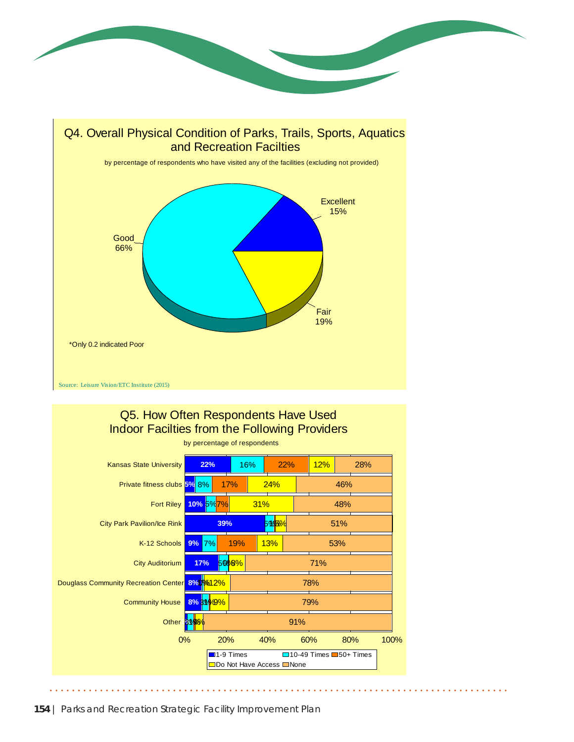## Q4. Overall Physical Condition of Parks, Trails, Sports, Aquatics and Recreation Facilties

by percentage of respondents who have visited any of the facilities (excluding not provided)

| Rating | Percentage |
|---|---|
| Excellent | 15% |
| Good | 66% |
| Fair | 19% |

*Only 0.2 indicated Poor

Source: Leisure Vision/ETC Institute (2015)

## Q5. How Often Respondents Have Used Indoor Facilties from the Following Providers

by percentage of respondents

| Provider | 1-9 Times | 10-49 Times | 50+ Times | Do Not Have Access | None |
|---|---|---|---|---|---|
| Kansas State University | 22% | 16% | 22% | 12% | 28% |
| Private fitness clubs | 5% | 8% | 17% | 24% | 46% |
| Fort Riley | 10% | 5% | 7% | 31% | 48% |
| City Park Pavilion/Ice Rink | 39% | 5% | 1% | 6% | 51% |
| K-12 Schools | 9% | 7% | 19% | 13% | 53% |
| City Auditorium | 17% | 5% | 0% | 8% | 71% |
| Douglass Community Recreation Center | 8% | 1% | 1% | 12% | 78% |
| Community House | 8% | 3% | 1% | 9% | 79% |
| Other | 1% | 3% | 1% | 4% | 91% |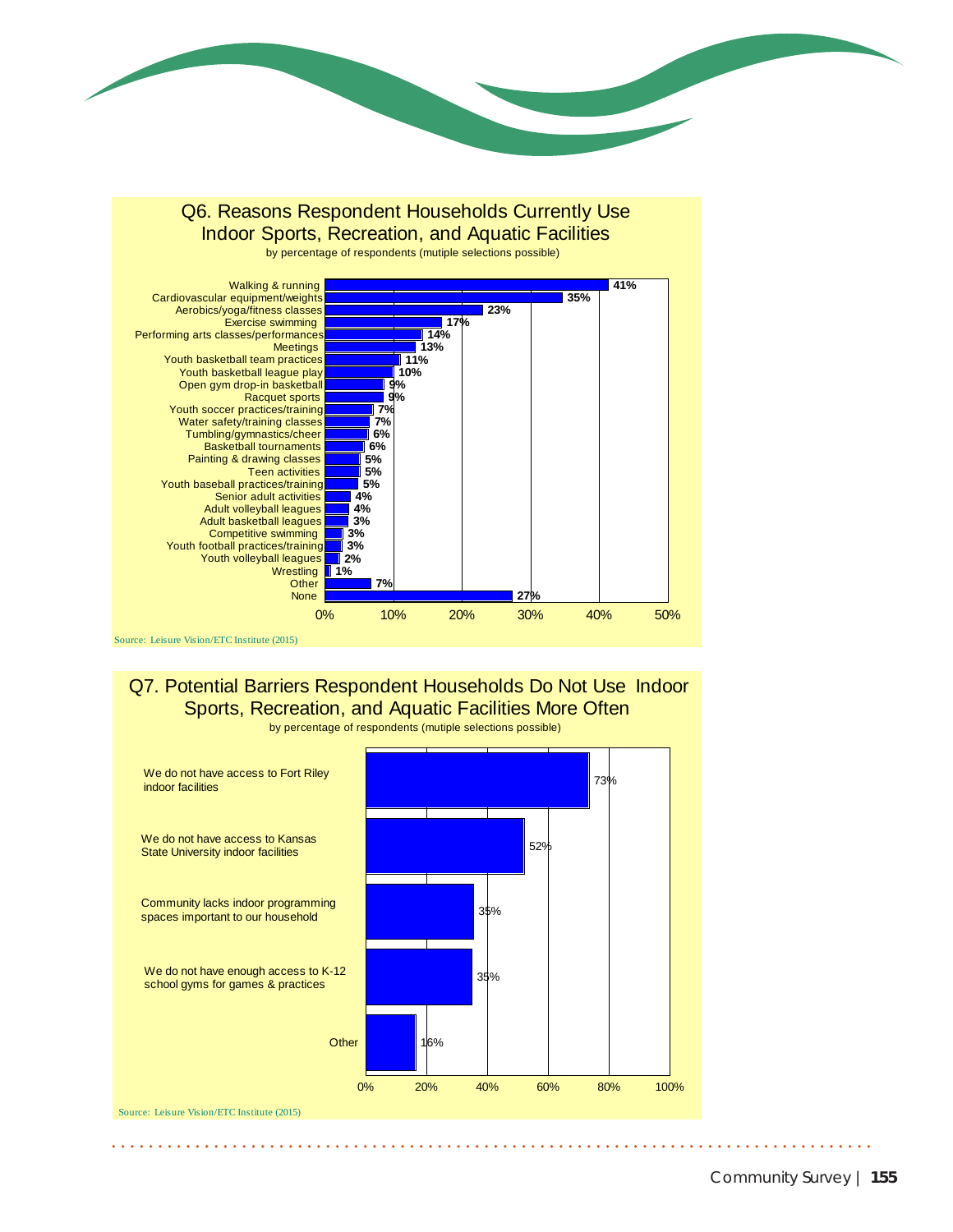## Q6. Reasons Respondent Households Currently Use Indoor Sports, Recreation, and Aquatic Facilities

by percentage of respondents (mutiple selections possible)

| Reason | Percentage |
|---|---|
| Walking & running | 41% |
| Cardiovascular equipment/weights | 35% |
| Aerobics/yoga/fitness classes | 23% |
| Exercise swimming | 17% |
| Performing arts classes/performances | 14% |
| Meetings | 13% |
| Youth basketball team practices | 11% |
| Youth basketball league play | 10% |
| Open gym drop-in basketball | 9% |
| Racquet sports | 9% |
| Youth soccer practices/training | 7% |
| Water safety/training classes | 7% |
| Tumbling/gymnastics/cheer | 6% |
| Basketball tournaments | 6% |
| Painting & drawing classes | 5% |
| Teen activities | 5% |
| Youth baseball practices/training | 5% |
| Senior adult activities | 4% |
| Adult volleyball leagues | 4% |
| Adult basketball leagues | 3% |
| Competitive swimming | 3% |
| Youth football practices/training | 3% |
| Youth volleyball leagues | 2% |
| Wrestling | 1% |
| Other | 7% |
| None | 27% |

Source: Leisure Vision/ETC Institute (2015)

## Q7. Potential Barriers Respondent Households Do Not Use Indoor Sports, Recreation, and Aquatic Facilities More Often

by percentage of respondents (mutiple selections possible)

| Barrier | Percentage |
|---|---|
| We do not have access to Fort Riley indoor facilities | 73% |
| We do not have access to Kansas State University indoor facilities | 52% |
| Community lacks indoor programming spaces important to our household | 35% |
| We do not have enough access to K-12 school gyms for games & practices | 35% |
| Other | 16% |

Source: Leisure Vision/ETC Institute (2015)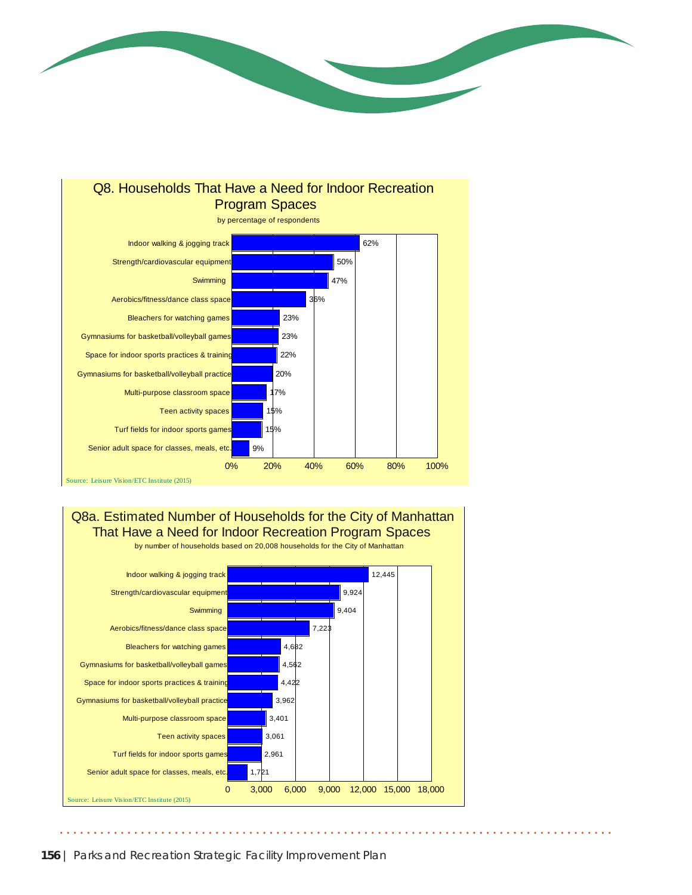## Q8. Households That Have a Need for Indoor Recreation Program Spaces

by percentage of respondents

| Space | Percentage |
|---|---|
| Indoor walking & jogging track | 62% |
| Strength/cardiovascular equipment | 50% |
| Swimming | 47% |
| Aerobics/fitness/dance class space | 36% |
| Bleachers for watching games | 23% |
| Gymnasiums for basketball/volleyball games | 23% |
| Space for indoor sports practices & training | 22% |
| Gymnasiums for basketball/volleyball practice | 20% |
| Multi-purpose classroom space | 17% |
| Teen activity spaces | 15% |
| Turf fields for indoor sports games | 15% |
| Senior adult space for classes, meals, etc. | 9% |

Source: Leisure Vision/ETC Institute (2015)

## Q8a. Estimated Number of Households for the City of Manhattan That Have a Need for Indoor Recreation Program Spaces

by number of households based on 20,008 households for the City of Manhattan

| Space | Households |
|---|---|
| Indoor walking & jogging track | 12,445 |
| Strength/cardiovascular equipment | 9,924 |
| Swimming | 9,404 |
| Aerobics/fitness/dance class space | 7,223 |
| Bleachers for watching games | 4,682 |
| Gymnasiums for basketball/volleyball games | 4,562 |
| Space for indoor sports practices & training | 4,422 |
| Gymnasiums for basketball/volleyball practice | 3,962 |
| Multi-purpose classroom space | 3,401 |
| Teen activity spaces | 3,061 |
| Turf fields for indoor sports games | 2,961 |
| Senior adult space for classes, meals, etc. | 1,721 |

Source: Leisure Vision/ETC Institute (2015)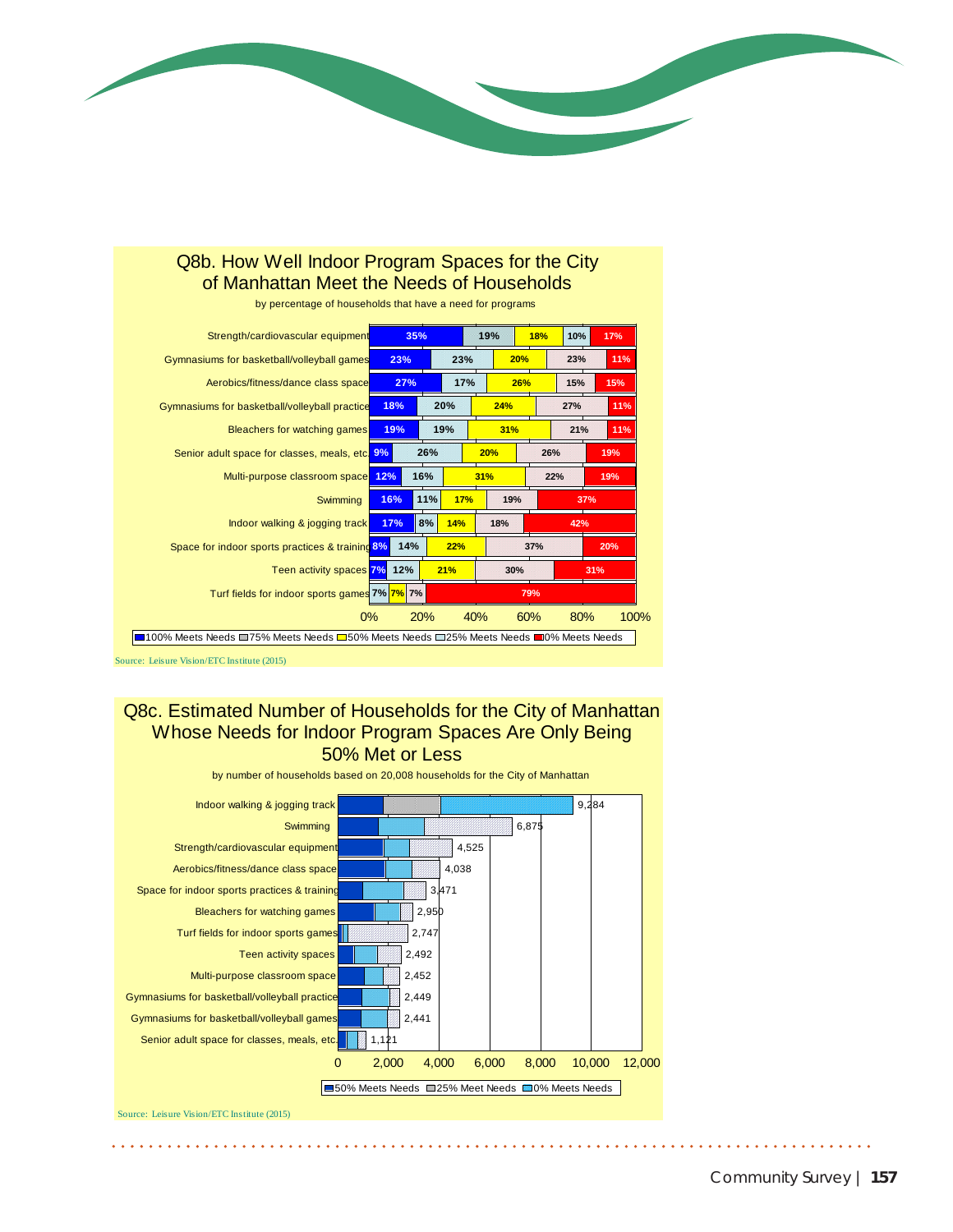## Q8b. How Well Indoor Program Spaces for the City of Manhattan Meet the Needs of Households

by percentage of households that have a need for programs

| Program Space | 100% Meets Needs | 75% Meets Needs | 50% Meets Needs | 25% Meets Needs | 0% Meets Needs |
|---|---|---|---|---|---|
| Strength/cardiovascular equipment | 35% | 19% | 18% | 10% | 17% |
| Gymnasiums for basketball/volleyball games | 23% | 23% | 20% | 23% | 11% |
| Aerobics/fitness/dance class space | 27% | 17% | 26% | 15% | 15% |
| Gymnasiums for basketball/volleyball practice | 18% | 20% | 24% | 27% | 11% |
| Bleachers for watching games | 19% | 19% | 31% | 21% | 11% |
| Senior adult space for classes, meals, etc | 9% | 26% | 20% | 26% | 19% |
| Multi-purpose classroom space | 12% | 16% | 31% | 22% | 19% |
| Swimming | 16% | 11% | 17% | 19% | 37% |
| Indoor walking & jogging track | 17% | 8% | 14% | 18% | 42% |
| Space for indoor sports practices & training | 8% | 14% | 22% | 37% | 20% |
| Teen activity spaces | 7% | 12% | 21% | 30% | 31% |
| Turf fields for indoor sports games | 7% | 7% | 7% | | 79% |

Source: Leisure Vision/ETC Institute (2015)

## Q8c. Estimated Number of Households for the City of Manhattan Whose Needs for Indoor Program Spaces Are Only Being 50% Met or Less

by number of households based on 20,008 households for the City of Manhattan

| Program Space | Households (50% Meets Needs, 25% Meet Needs, 0% Meets Needs) |
|---|---|
| Indoor walking & jogging track | 9,284 |
| Swimming | 6,875 |
| Strength/cardiovascular equipment | 4,525 |
| Aerobics/fitness/dance class space | 4,038 |
| Space for indoor sports practices & training | 3,471 |
| Bleachers for watching games | 2,950 |
| Turf fields for indoor sports games | 2,747 |
| Teen activity spaces | 2,492 |
| Multi-purpose classroom space | 2,452 |
| Gymnasiums for basketball/volleyball practice | 2,449 |
| Gymnasiums for basketball/volleyball games | 2,441 |
| Senior adult space for classes, meals, etc. | 1,121 |

Source: Leisure Vision/ETC Institute (2015)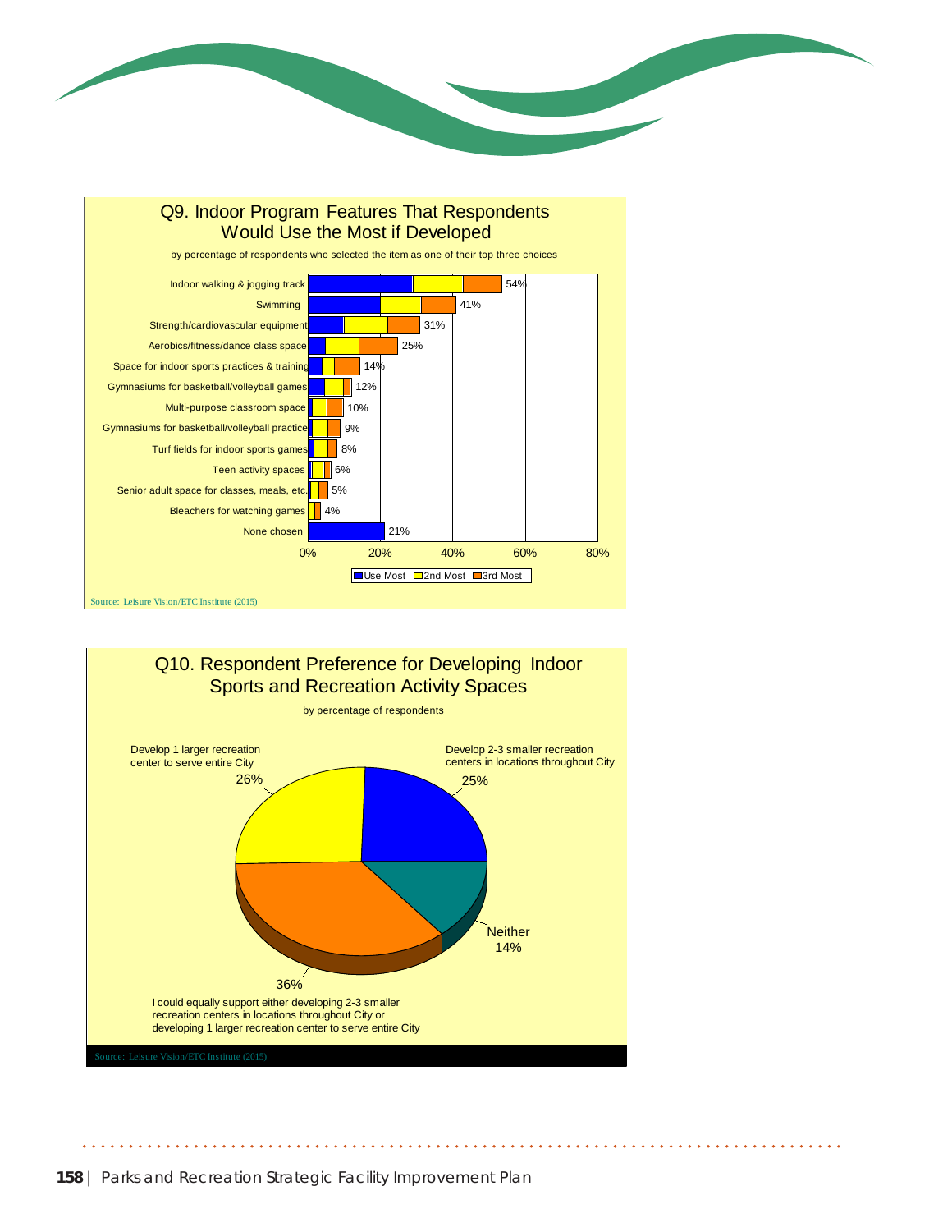## Q9. Indoor Program Features That Respondents Would Use the Most if Developed

by percentage of respondents who selected the item as one of their top three choices

| Feature | Total (Use Most + 2nd Most + 3rd Most) |
|---|---|
| Indoor walking & jogging track | 54% |
| Swimming | 41% |
| Strength/cardiovascular equipment | 31% |
| Aerobics/fitness/dance class space | 25% |
| Space for indoor sports practices & training | 14% |
| Gymnasiums for basketball/volleyball games | 12% |
| Multi-purpose classroom space | 10% |
| Gymnasiums for basketball/volleyball practice | 9% |
| Turf fields for indoor sports games | 8% |
| Teen activity spaces | 6% |
| Senior adult space for classes, meals, etc. | 5% |
| Bleachers for watching games | 4% |
| None chosen | 21% |

Legend: Use Most, 2nd Most, 3rd Most

Source: Leisure Vision/ETC Institute (2015)

## Q10. Respondent Preference for Developing Indoor Sports and Recreation Activity Spaces

by percentage of respondents

| Preference | Percentage |
|---|---|
| Develop 1 larger recreation center to serve entire City | 26% |
| Develop 2-3 smaller recreation centers in locations throughout City | 25% |
| Neither | 14% |
| I could equally support either developing 2-3 smaller recreation centers in locations throughout City or developing 1 larger recreation center to serve entire City | 36% |

Source: Leisure Vision/ETC Institute (2015)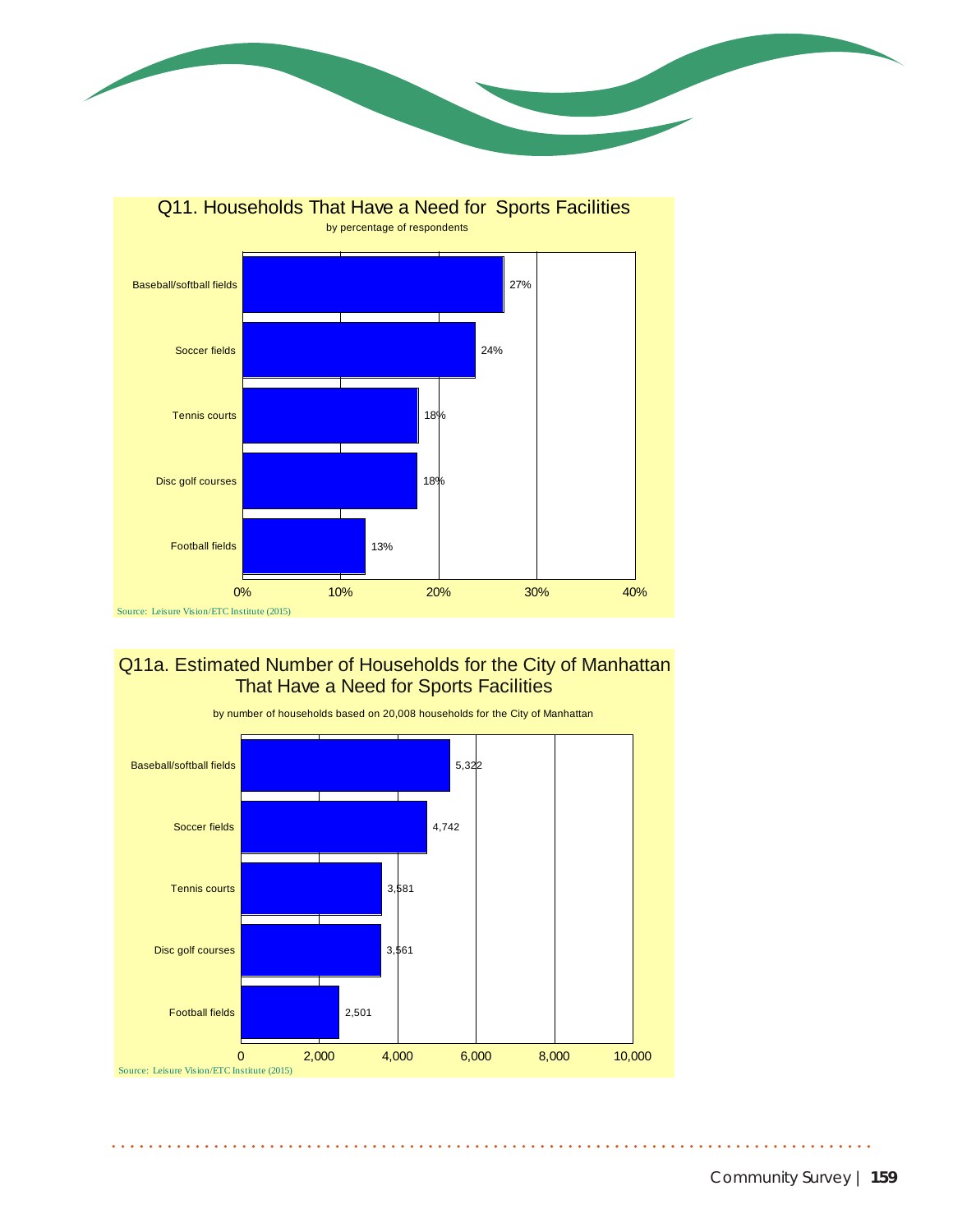## Q11. Households That Have a Need for Sports Facilities

by percentage of respondents

| Facility | Percentage |
|---|---|
| Baseball/softball fields | 27% |
| Soccer fields | 24% |
| Tennis courts | 18% |
| Disc golf courses | 18% |
| Football fields | 13% |

Source: Leisure Vision/ETC Institute (2015)

## Q11a. Estimated Number of Households for the City of Manhattan That Have a Need for Sports Facilities

by number of households based on 20,008 households for the City of Manhattan

| Facility | Households |
|---|---|
| Baseball/softball fields | 5,322 |
| Soccer fields | 4,742 |
| Tennis courts | 3,581 |
| Disc golf courses | 3,561 |
| Football fields | 2,501 |

Source: Leisure Vision/ETC Institute (2015)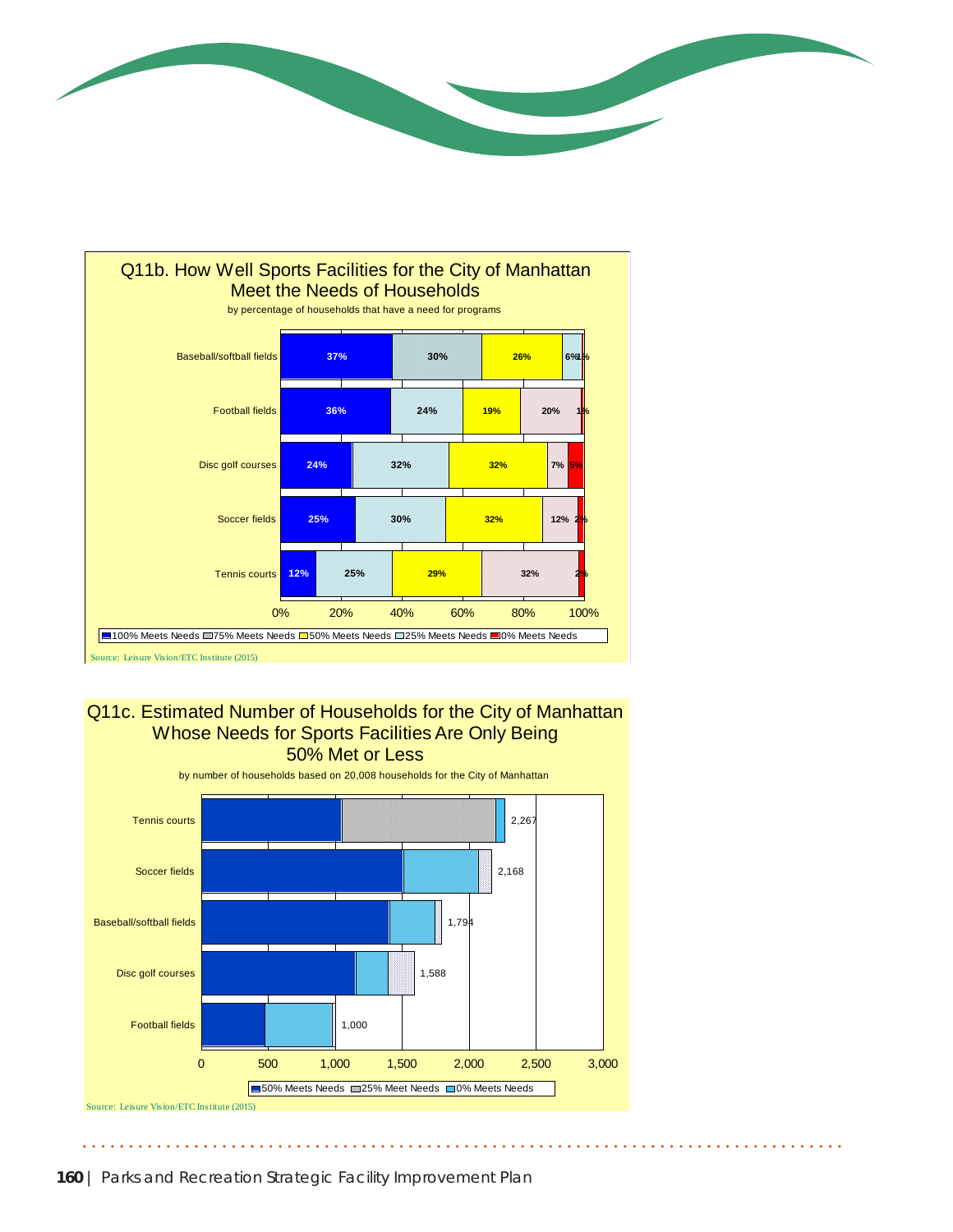## Q11b. How Well Sports Facilities for the City of Manhattan Meet the Needs of Households

by percentage of households that have a need for programs

| Facility | 100% Meets Needs | 75% Meets Needs | 50% Meets Needs | 25% Meets Needs | 0% Meets Needs |
|---|---|---|---|---|---|
| Baseball/softball fields | 37% | 30% | 26% | 6% | 1% |
| Football fields | 36% | 24% | 19% | 20% | 1% |
| Disc golf courses | 24% | 32% | 32% | 7% | 5% |
| Soccer fields | 25% | 30% | 32% | 12% | 2% |
| Tennis courts | 12% | 25% | 29% | 32% | 2% |

Source: Leisure Vision/ETC Institute (2015)

## Q11c. Estimated Number of Households for the City of Manhattan Whose Needs for Sports Facilities Are Only Being 50% Met or Less

by number of households based on 20,008 households for the City of Manhattan

| Facility | Total (50% Meets Needs, 25% Meet Needs, 0% Meets Needs) |
|---|---|
| Tennis courts | 2,267 |
| Soccer fields | 2,168 |
| Baseball/softball fields | 1,794 |
| Disc golf courses | 1,588 |
| Football fields | 1,000 |

Source: Leisure Vision/ETC Institute (2015)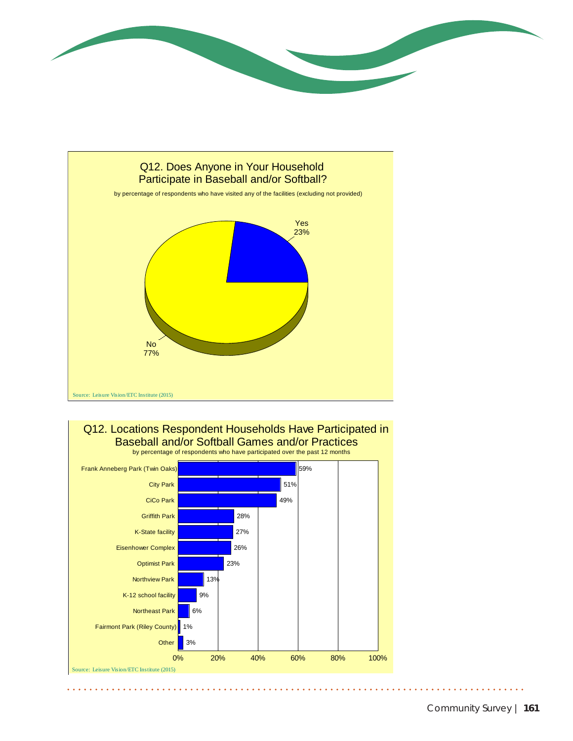## Q12. Does Anyone in Your Household Participate in Baseball and/or Softball?

by percentage of respondents who have visited any of the facilities (excluding not provided)

| Response | Percentage |
|---|---|
| Yes | 23% |
| No | 77% |

Source: Leisure Vision/ETC Institute (2015)

## Q12. Locations Respondent Households Have Participated in Baseball and/or Softball Games and/or Practices

by percentage of respondents who have participated over the past 12 months

| Location | Percentage |
|---|---|
| Frank Anneberg Park (Twin Oaks) | 59% |
| City Park | 51% |
| CiCo Park | 49% |
| Griffith Park | 28% |
| K-State facility | 27% |
| Eisenhower Complex | 26% |
| Optimist Park | 23% |
| Northview Park | 13% |
| K-12 school facility | 9% |
| Northeast Park | 6% |
| Fairmont Park (Riley County) | 1% |
| Other | 3% |

Source: Leisure Vision/ETC Institute (2015)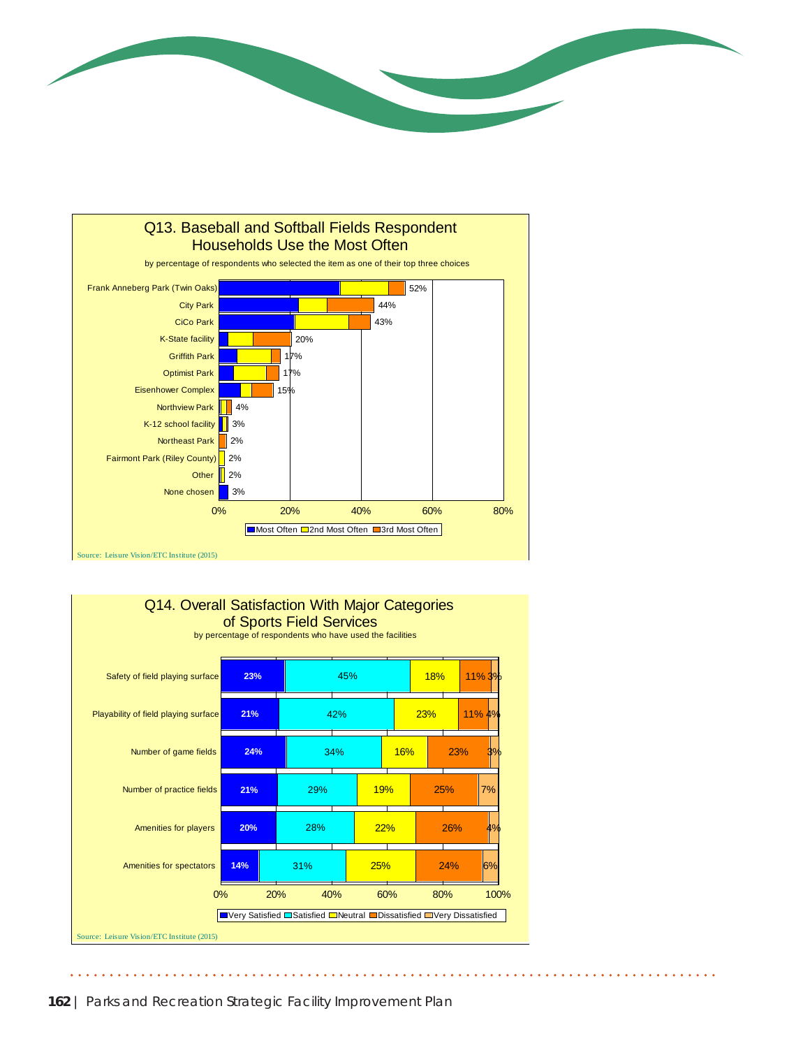## Q13. Baseball and Softball Fields Respondent Households Use the Most Often

by percentage of respondents who selected the item as one of their top three choices

| Field | Total |
|---|---|
| Frank Anneberg Park (Twin Oaks) | 52% |
| City Park | 44% |
| CiCo Park | 43% |
| K-State facility | 20% |
| Griffith Park | 17% |
| Optimist Park | 17% |
| Eisenhower Complex | 15% |
| Northview Park | 4% |
| K-12 school facility | 3% |
| Northeast Park | 2% |
| Fairmont Park (Riley County) | 2% |
| Other | 2% |
| None chosen | 3% |

Most Often / 2nd Most Often / 3rd Most Often

Source: Leisure Vision/ETC Institute (2015)

## Q14. Overall Satisfaction With Major Categories of Sports Field Services

by percentage of respondents who have used the facilities

| Category | Very Satisfied | Satisfied | Neutral | Dissatisfied | Very Dissatisfied |
|---|---|---|---|---|---|
| Safety of field playing surface | 23% | 45% | 18% | 11% | 3% |
| Playability of field playing surface | 21% | 42% | 23% | 11% | 4% |
| Number of game fields | 24% | 34% | 16% | 23% | 3% |
| Number of practice fields | 21% | 29% | 19% | 25% | 7% |
| Amenities for players | 20% | 28% | 22% | 26% | 4% |
| Amenities for spectators | 14% | 31% | 25% | 24% | 6% |

Source: Leisure Vision/ETC Institute (2015)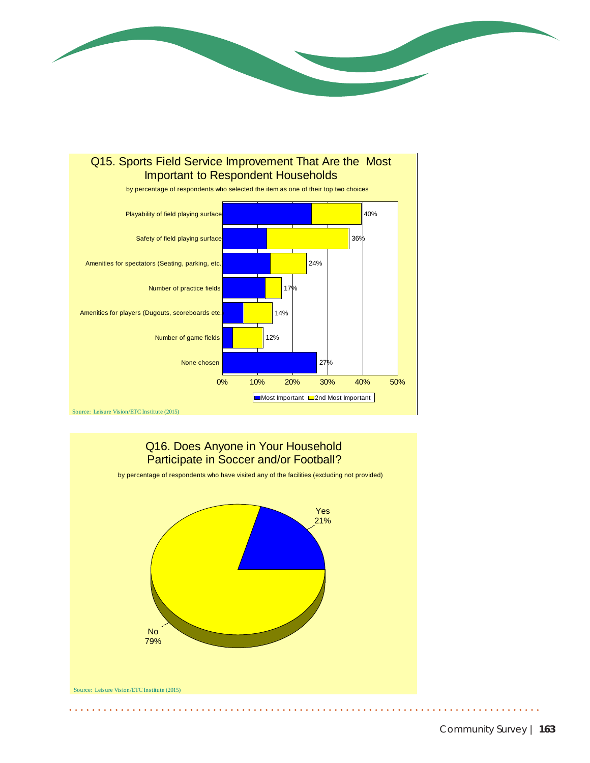## Q15. Sports Field Service Improvement That Are the Most Important to Respondent Households

by percentage of respondents who selected the item as one of their top two choices

| Item | Total |
|---|---|
| Playability of field playing surface | 40% |
| Safety of field playing surface | 36% |
| Amenities for spectators (Seating, parking, etc.) | 24% |
| Number of practice fields | 17% |
| Amenities for players (Dugouts, scoreboards etc.) | 14% |
| Number of game fields | 12% |
| None chosen | 27% |

Most Important / 2nd Most Important

Source: Leisure Vision/ETC Institute (2015)

## Q16. Does Anyone in Your Household Participate in Soccer and/or Football?

by percentage of respondents who have visited any of the facilities (excluding not provided)

| Response | Percentage |
|---|---|
| Yes | 21% |
| No | 79% |

Source: Leisure Vision/ETC Institute (2015)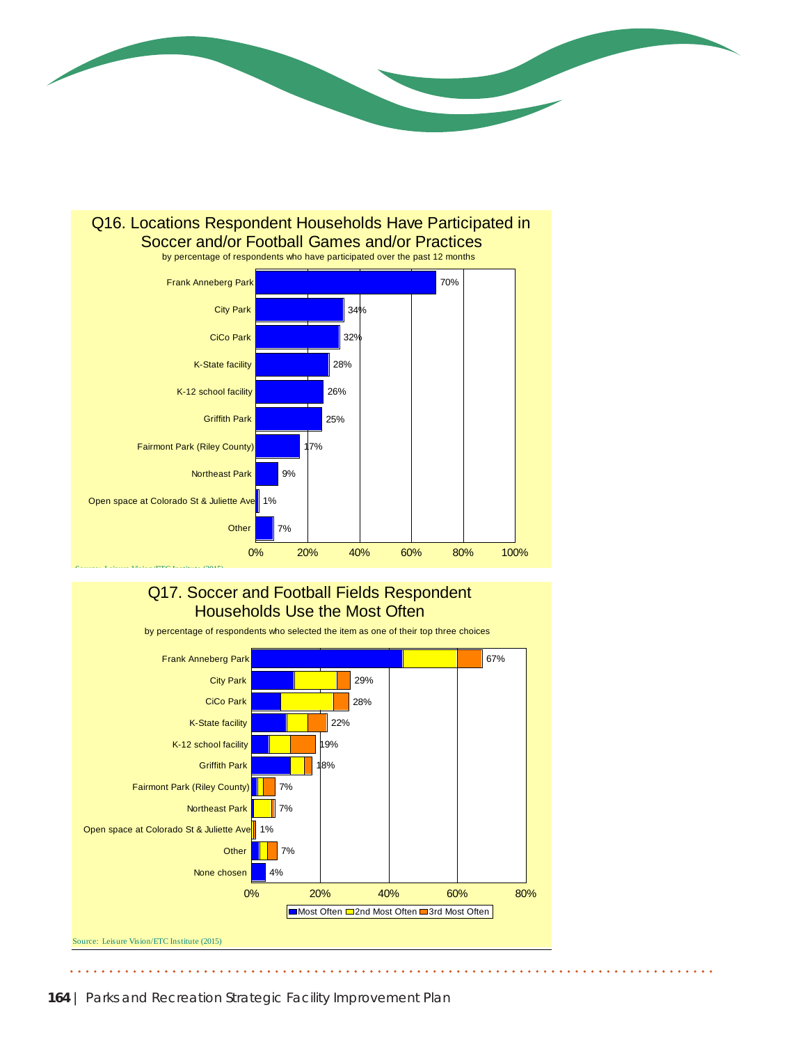## Q16. Locations Respondent Households Have Participated in Soccer and/or Football Games and/or Practices

by percentage of respondents who have participated over the past 12 months

| Location | Percentage |
|---|---|
| Frank Anneberg Park | 70% |
| City Park | 34% |
| CiCo Park | 32% |
| K-State facility | 28% |
| K-12 school facility | 26% |
| Griffith Park | 25% |
| Fairmont Park (Riley County) | 17% |
| Northeast Park | 9% |
| Open space at Colorado St & Juliette Ave | 1% |
| Other | 7% |

Source: Leisure Vision/ETC Institute (2015)

## Q17. Soccer and Football Fields Respondent Households Use the Most Often

by percentage of respondents who selected the item as one of their top three choices

| Location | Total (Most Often + 2nd Most Often + 3rd Most Often) |
|---|---|
| Frank Anneberg Park | 67% |
| City Park | 29% |
| CiCo Park | 28% |
| K-State facility | 22% |
| K-12 school facility | 19% |
| Griffith Park | 18% |
| Fairmont Park (Riley County) | 7% |
| Northeast Park | 7% |
| Open space at Colorado St & Juliette Ave | 1% |
| Other | 7% |
| None chosen | 4% |

Legend: Most Often, 2nd Most Often, 3rd Most Often

Source: Leisure Vision/ETC Institute (2015)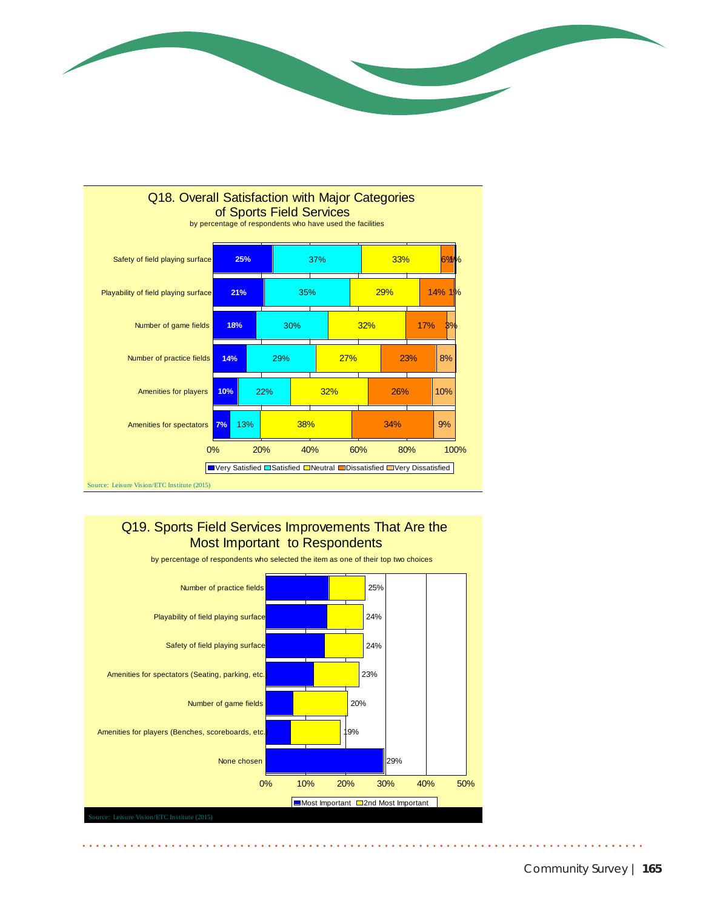## Q18. Overall Satisfaction with Major Categories of Sports Field Services

by percentage of respondents who have used the facilities

| | Very Satisfied | Satisfied | Neutral | Dissatisfied | Very Dissatisfied |
|---|---|---|---|---|---|
| Safety of field playing surface | 25% | 37% | 33% | 6% | 1% |
| Playability of field playing surface | 21% | 35% | 29% | 14% | 1% |
| Number of game fields | 18% | 30% | 32% | 17% | 3% |
| Number of practice fields | 14% | 29% | 27% | 23% | 8% |
| Amenities for players | 10% | 22% | 32% | 26% | 10% |
| Amenities for spectators | 7% | 13% | 38% | 34% | 9% |

Source: Leisure Vision/ETC Institute (2015)

## Q19. Sports Field Services Improvements That Are the Most Important to Respondents

by percentage of respondents who selected the item as one of their top two choices

| | Most Important + 2nd Most Important |
|---|---|
| Number of practice fields | 25% |
| Playability of field playing surface | 24% |
| Safety of field playing surface | 24% |
| Amenities for spectators (Seating, parking, etc.) | 23% |
| Number of game fields | 20% |
| Amenities for players (Benches, scoreboards, etc.) | 19% |
| None chosen | 29% |

Source: Leisure Vision/ETC Institute (2015)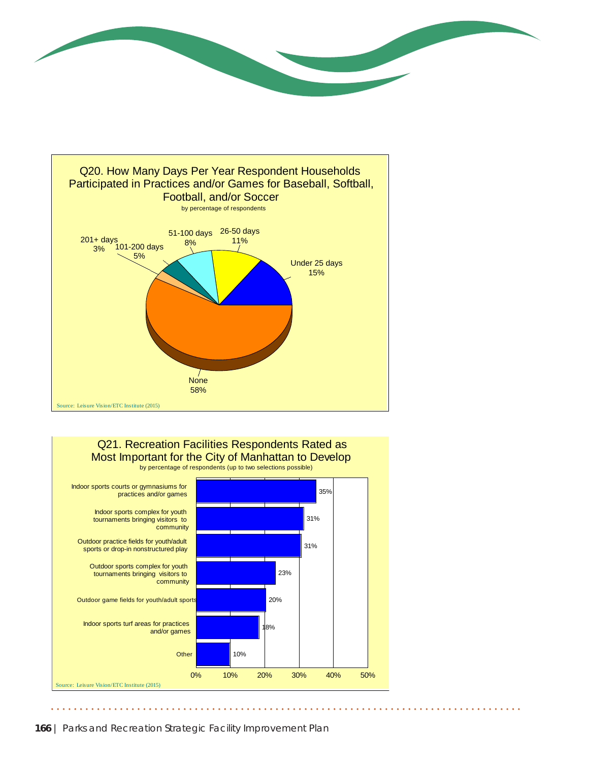## Q20. How Many Days Per Year Respondent Households Participated in Practices and/or Games for Baseball, Softball, Football, and/or Soccer

by percentage of respondents

| Response | Percentage |
|---|---|
| None | 58% |
| Under 25 days | 15% |
| 26-50 days | 11% |
| 51-100 days | 8% |
| 101-200 days | 5% |
| 201+ days | 3% |

Source: Leisure Vision/ETC Institute (2015)

## Q21. Recreation Facilities Respondents Rated as Most Important for the City of Manhattan to Develop

by percentage of respondents (up to two selections possible)

| Facility | Percentage |
|---|---|
| Indoor sports courts or gymnasiums for practices and/or games | 35% |
| Indoor sports complex for youth tournaments bringing visitors to community | 31% |
| Outdoor practice fields for youth/adult sports or drop-in nonstructured play | 31% |
| Outdoor sports complex for youth tournaments bringing visitors to community | 23% |
| Outdoor game fields for youth/adult sports | 20% |
| Indoor sports turf areas for practices and/or games | 18% |
| Other | 10% |

Source: Leisure Vision/ETC Institute (2015)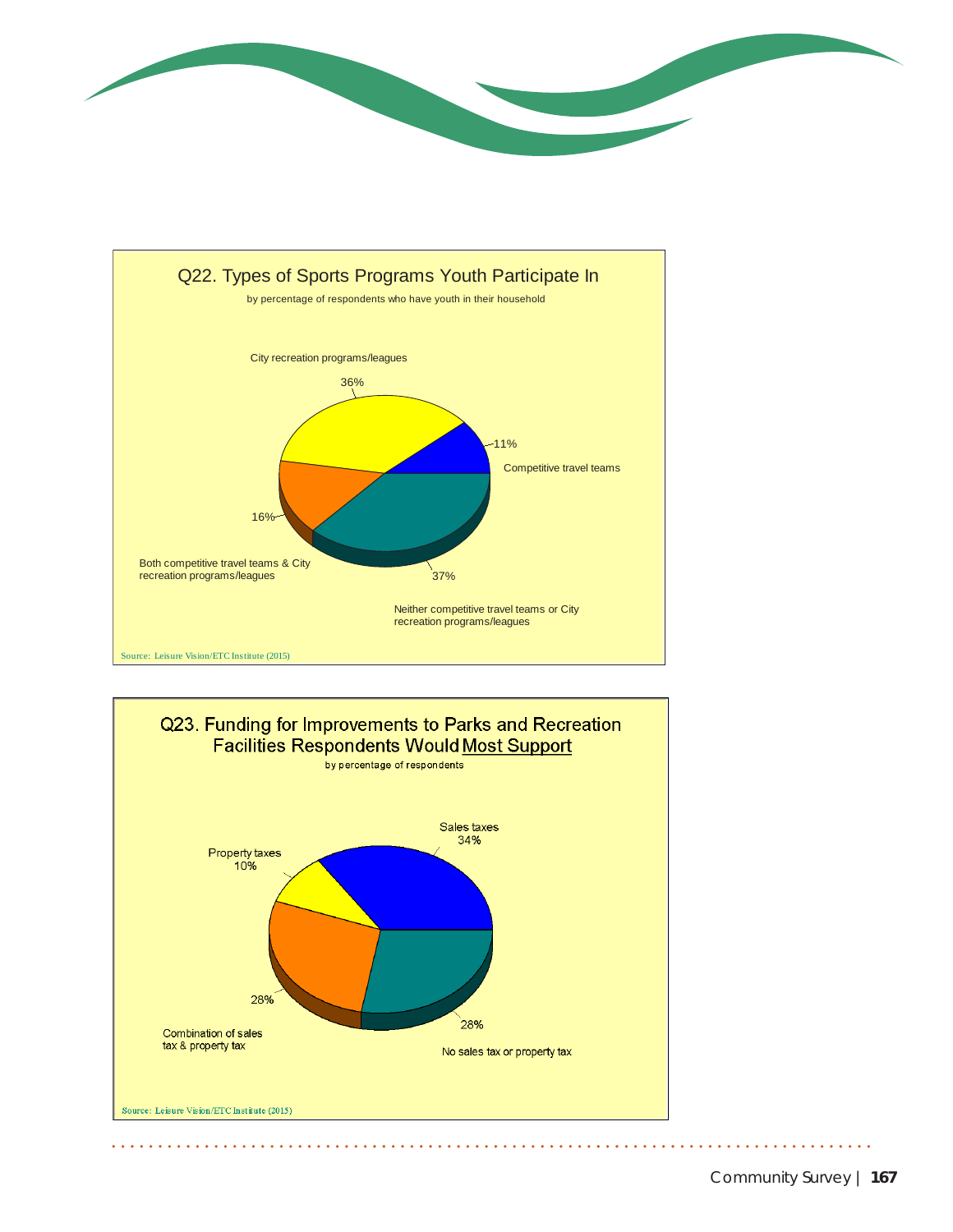## Q22. Types of Sports Programs Youth Participate In

by percentage of respondents who have youth in their household

| Response | Percentage |
|---|---|
| City recreation programs/leagues | 36% |
| Competitive travel teams | 11% |
| Neither competitive travel teams or City recreation programs/leagues | 37% |
| Both competitive travel teams & City recreation programs/leagues | 16% |

Source: Leisure Vision/ETC Institute (2015)

## Q23. Funding for Improvements to Parks and Recreation Facilities Respondents Would Most Support

by percentage of respondents

| Response | Percentage |
|---|---|
| Sales taxes | 34% |
| Property taxes | 10% |
| Combination of sales tax & property tax | 28% |
| No sales tax or property tax | 28% |

Source: Leisure Vision/ETC Institute (2015)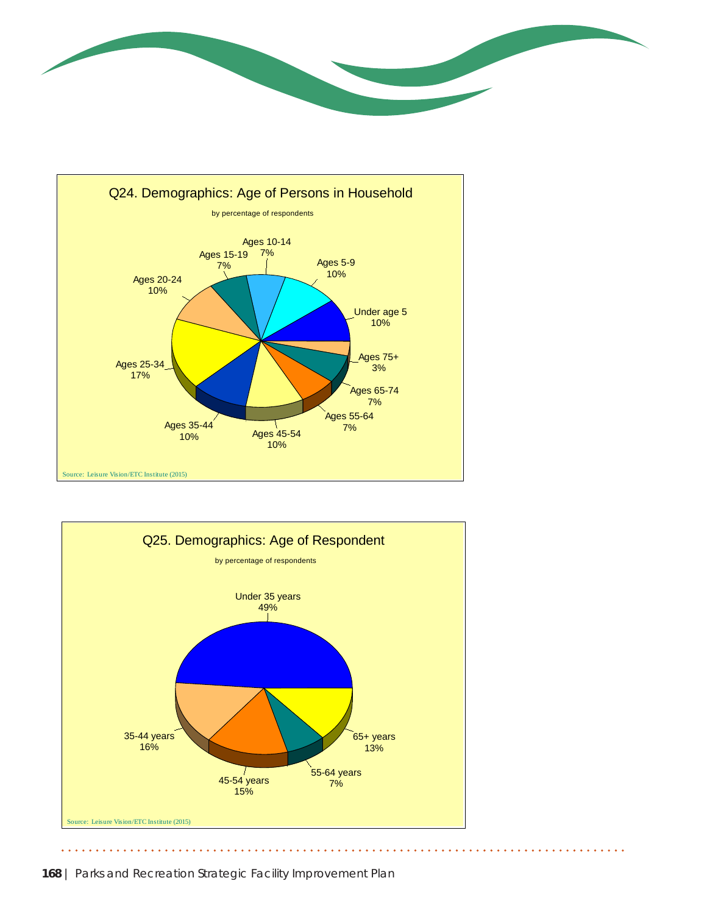## Q24. Demographics: Age of Persons in Household

by percentage of respondents

| Age Group | Percentage |
| --- | --- |
| Under age 5 | 10% |
| Ages 5-9 | 10% |
| Ages 10-14 | 7% |
| Ages 15-19 | 7% |
| Ages 20-24 | 10% |
| Ages 25-34 | 17% |
| Ages 35-44 | 10% |
| Ages 45-54 | 10% |
| Ages 55-64 | 7% |
| Ages 65-74 | 7% |
| Ages 75+ | 3% |

Source: Leisure Vision/ETC Institute (2015)

## Q25. Demographics: Age of Respondent

by percentage of respondents

| Age Group | Percentage |
| --- | --- |
| Under 35 years | 49% |
| 35-44 years | 16% |
| 45-54 years | 15% |
| 55-64 years | 7% |
| 65+ years | 13% |

Source: Leisure Vision/ETC Institute (2015)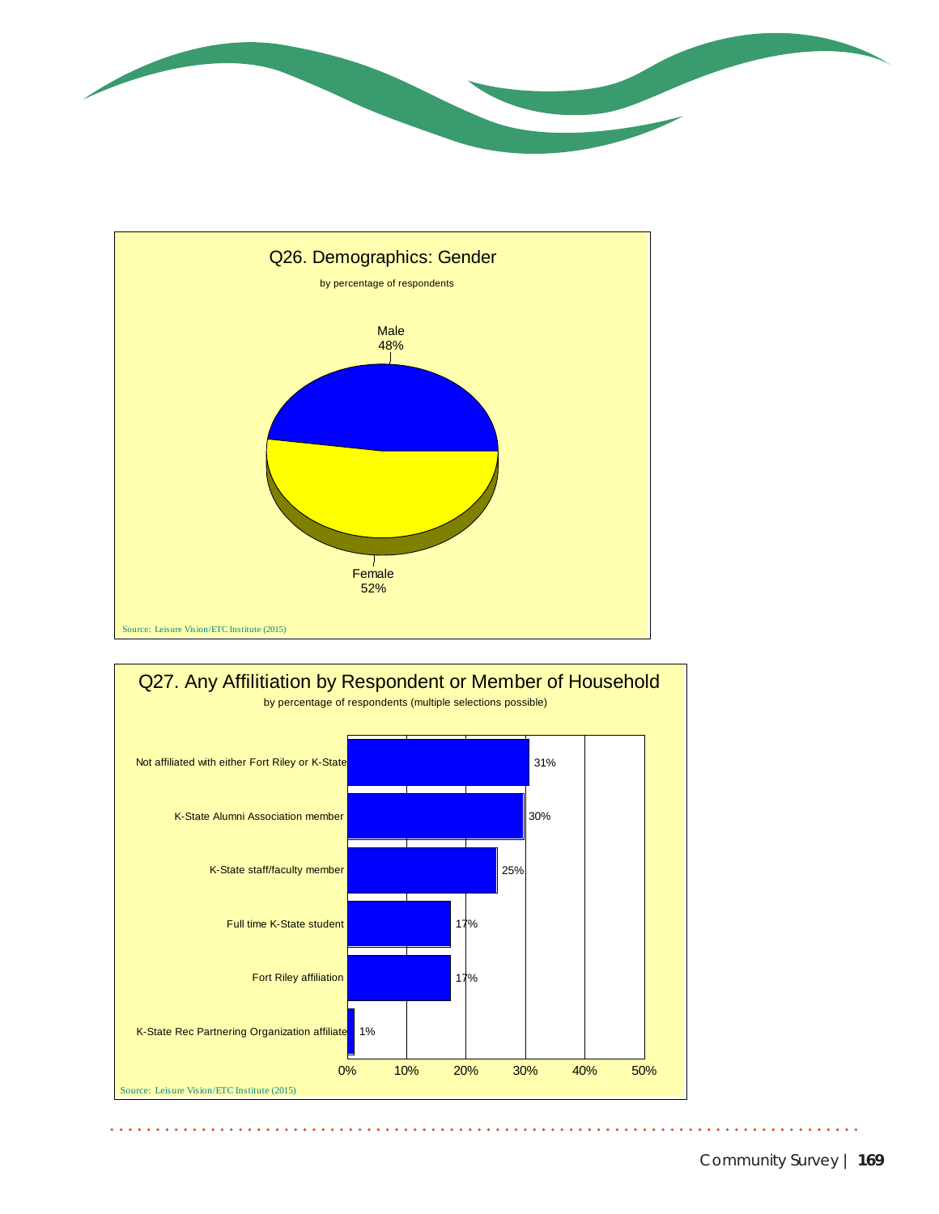## Q26. Demographics: Gender

by percentage of respondents

| Gender | Percentage |
| --- | --- |
| Male | 48% |
| Female | 52% |

Source: Leisure Vision/ETC Institute (2015)

## Q27. Any Affilitiation by Respondent or Member of Household

by percentage of respondents (multiple selections possible)

| Affiliation | Percentage |
| --- | --- |
| Not affiliated with either Fort Riley or K-State | 31% |
| K-State Alumni Association member | 30% |
| K-State staff/faculty member | 25% |
| Full time K-State student | 17% |
| Fort Riley affiliation | 17% |
| K-State Rec Partnering Organization affiliate | 1% |

Source: Leisure Vision/ETC Institute (2015)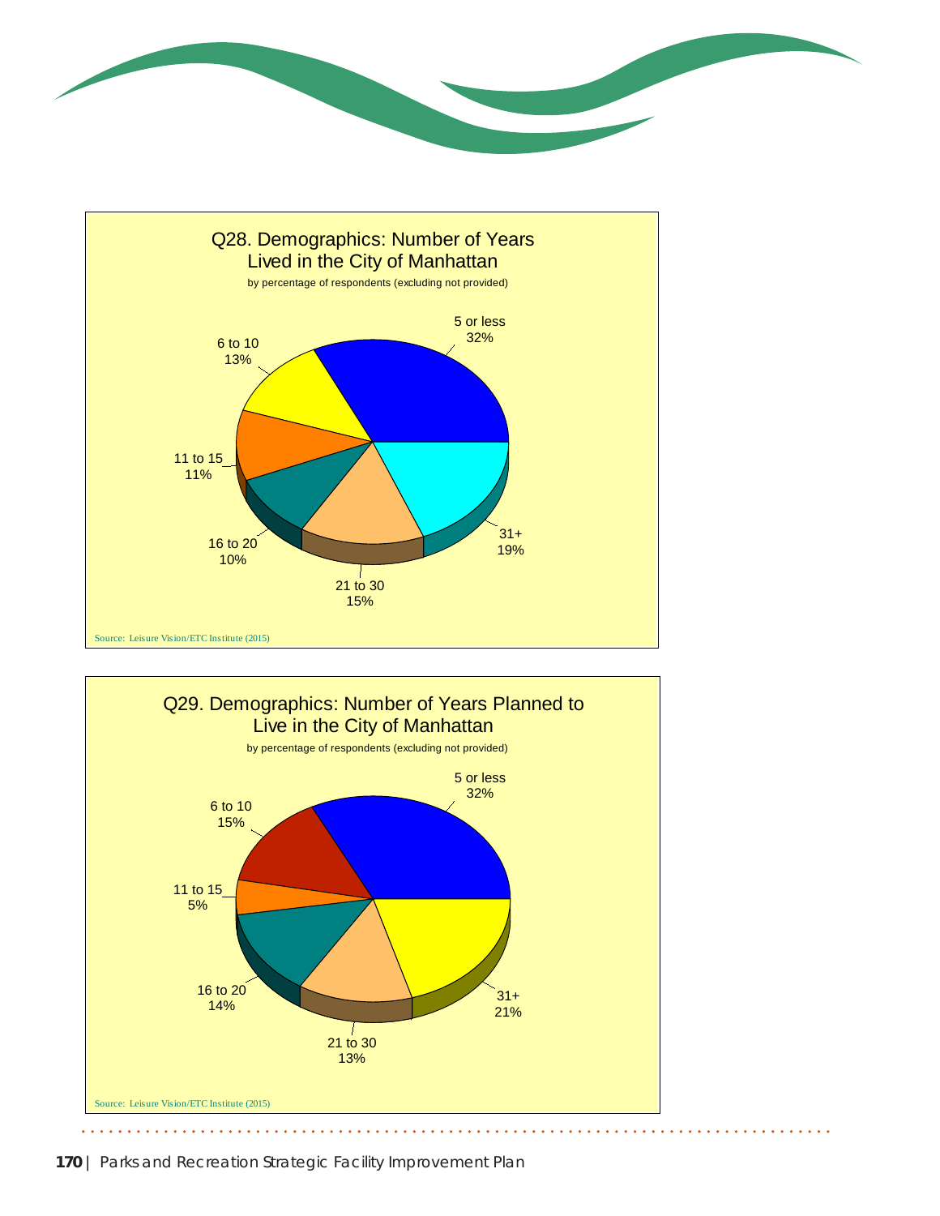## Q28. Demographics: Number of Years Lived in the City of Manhattan

by percentage of respondents (excluding not provided)

| Years | Percentage |
| --- | --- |
| 5 or less | 32% |
| 6 to 10 | 13% |
| 11 to 15 | 11% |
| 16 to 20 | 10% |
| 21 to 30 | 15% |
| 31+ | 19% |

Source: Leisure Vision/ETC Institute (2015)

## Q29. Demographics: Number of Years Planned to Live in the City of Manhattan

by percentage of respondents (excluding not provided)

| Years | Percentage |
| --- | --- |
| 5 or less | 32% |
| 6 to 10 | 15% |
| 11 to 15 | 5% |
| 16 to 20 | 14% |
| 21 to 30 | 13% |
| 31+ | 21% |

Source: Leisure Vision/ETC Institute (2015)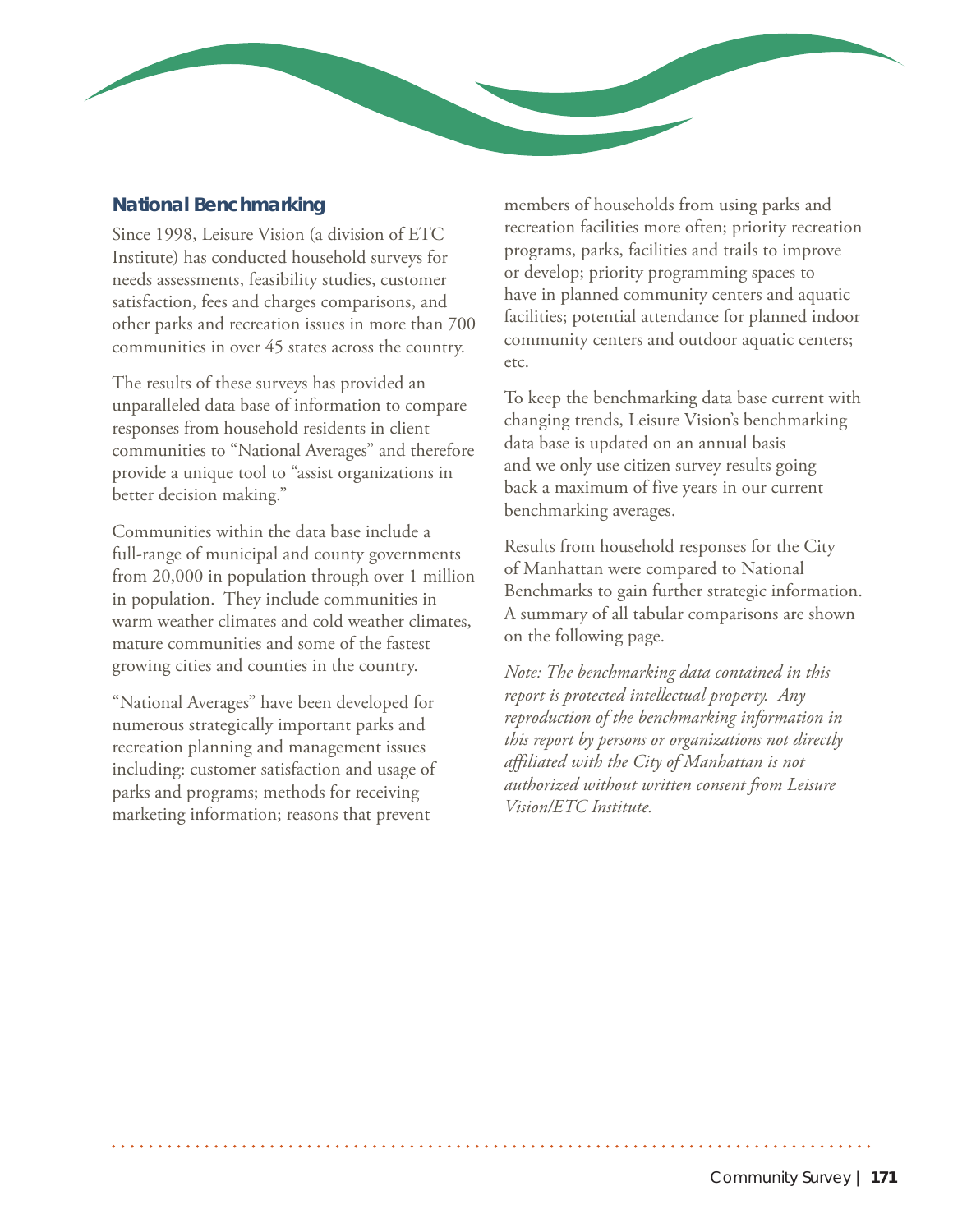## National Benchmarking

Since 1998, Leisure Vision (a division of ETC Institute) has conducted household surveys for needs assessments, feasibility studies, customer satisfaction, fees and charges comparisons, and other parks and recreation issues in more than 700 communities in over 45 states across the country.

The results of these surveys has provided an unparalleled data base of information to compare responses from household residents in client communities to "National Averages" and therefore provide a unique tool to "assist organizations in better decision making."

Communities within the data base include a full-range of municipal and county governments from 20,000 in population through over 1 million in population. They include communities in warm weather climates and cold weather climates, mature communities and some of the fastest growing cities and counties in the country.

"National Averages" have been developed for numerous strategically important parks and recreation planning and management issues including: customer satisfaction and usage of parks and programs; methods for receiving marketing information; reasons that prevent members of households from using parks and recreation facilities more often; priority recreation programs, parks, facilities and trails to improve or develop; priority programming spaces to have in planned community centers and aquatic facilities; potential attendance for planned indoor community centers and outdoor aquatic centers; etc.

To keep the benchmarking data base current with changing trends, Leisure Vision's benchmarking data base is updated on an annual basis and we only use citizen survey results going back a maximum of five years in our current benchmarking averages.

Results from household responses for the City of Manhattan were compared to National Benchmarks to gain further strategic information. A summary of all tabular comparisons are shown on the following page.

*Note: The benchmarking data contained in this report is protected intellectual property. Any reproduction of the benchmarking information in this report by persons or organizations not directly affiliated with the City of Manhattan is not authorized without written consent from Leisure Vision/ETC Institute.*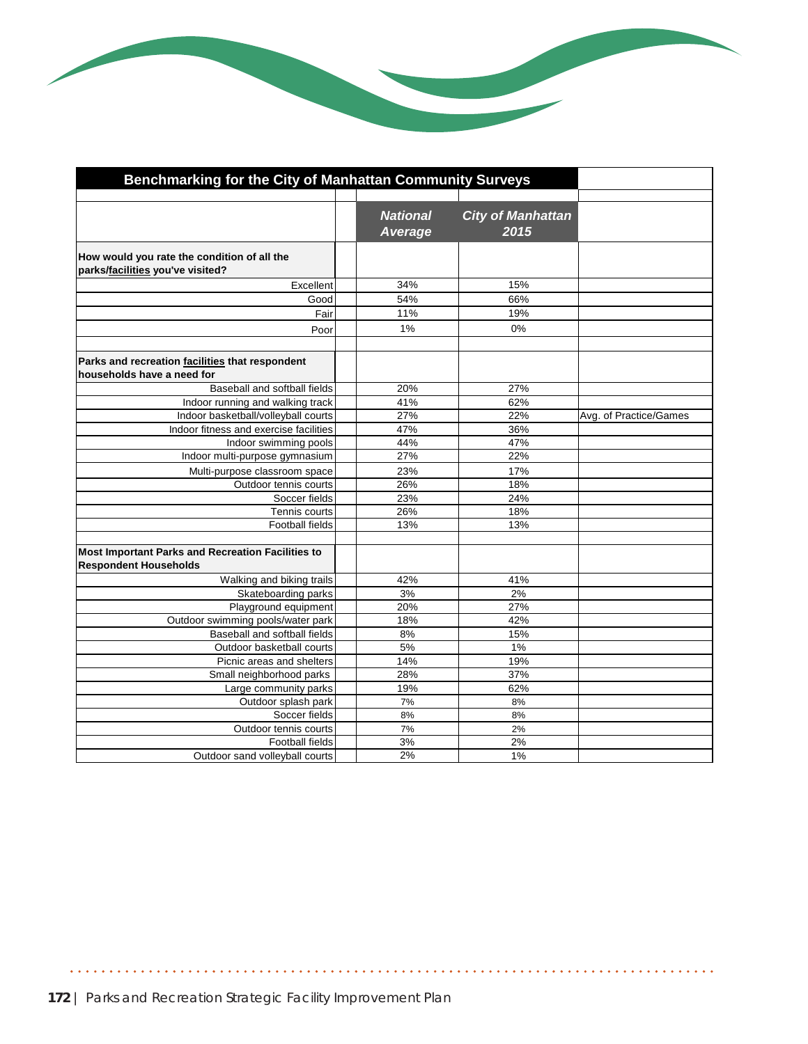## Benchmarking for the City of Manhattan Community Surveys

| | National Average | City of Manhattan 2015 | |
|---|---|---|---|
| **How would you rate the condition of all the parks/facilities you've visited?** | | | |
| Excellent | 34% | 15% | |
| Good | 54% | 66% | |
| Fair | 11% | 19% | |
| Poor | 1% | 0% | |
| | | | |
| **Parks and recreation facilities that respondent households have a need for** | | | |
| Baseball and softball fields | 20% | 27% | |
| Indoor running and walking track | 41% | 62% | |
| Indoor basketball/volleyball courts | 27% | 22% | Avg. of Practice/Games |
| Indoor fitness and exercise facilities | 47% | 36% | |
| Indoor swimming pools | 44% | 47% | |
| Indoor multi-purpose gymnasium | 27% | 22% | |
| Multi-purpose classroom space | 23% | 17% | |
| Outdoor tennis courts | 26% | 18% | |
| Soccer fields | 23% | 24% | |
| Tennis courts | 26% | 18% | |
| Football fields | 13% | 13% | |
| | | | |
| **Most Important Parks and Recreation Facilities to Respondent Households** | | | |
| Walking and biking trails | 42% | 41% | |
| Skateboarding parks | 3% | 2% | |
| Playground equipment | 20% | 27% | |
| Outdoor swimming pools/water park | 18% | 42% | |
| Baseball and softball fields | 8% | 15% | |
| Outdoor basketball courts | 5% | 1% | |
| Picnic areas and shelters | 14% | 19% | |
| Small neighborhood parks | 28% | 37% | |
| Large community parks | 19% | 62% | |
| Outdoor splash park | 7% | 8% | |
| Soccer fields | 8% | 8% | |
| Outdoor tennis courts | 7% | 2% | |
| Football fields | 3% | 2% | |
| Outdoor sand volleyball courts | 2% | 1% | |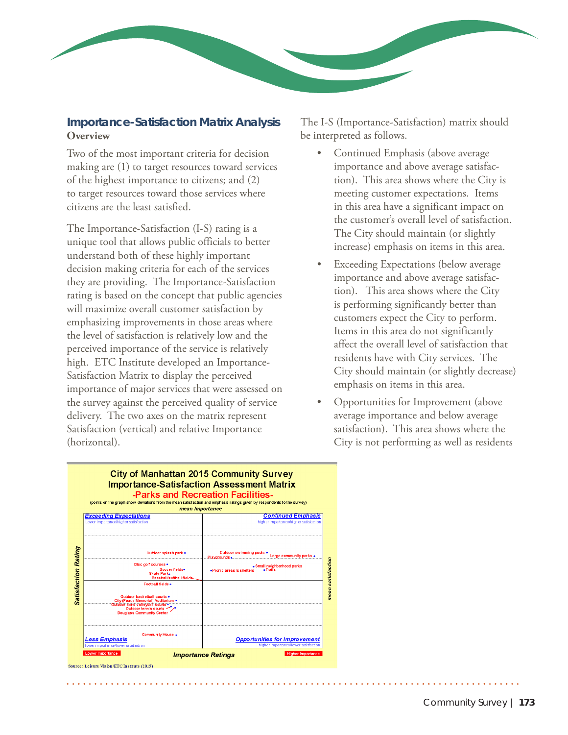## Importance-Satisfaction Matrix Analysis

### Overview

Two of the most important criteria for decision making are (1) to target resources toward services of the highest importance to citizens; and (2) to target resources toward those services where citizens are the least satisfied.

The Importance-Satisfaction (I-S) rating is a unique tool that allows public officials to better understand both of these highly important decision making criteria for each of the services they are providing. The Importance-Satisfaction rating is based on the concept that public agencies will maximize overall customer satisfaction by emphasizing improvements in those areas where the level of satisfaction is relatively low and the perceived importance of the service is relatively high. ETC Institute developed an Importance-Satisfaction Matrix to display the perceived importance of major services that were assessed on the survey against the perceived quality of service delivery. The two axes on the matrix represent Satisfaction (vertical) and relative Importance (horizontal).

The I-S (Importance-Satisfaction) matrix should be interpreted as follows.

- Continued Emphasis (above average importance and above average satisfaction). This area shows where the City is meeting customer expectations. Items in this area have a significant impact on the customer's overall level of satisfaction. The City should maintain (or slightly increase) emphasis on items in this area.
- Exceeding Expectations (below average importance and above average satisfaction). This area shows where the City is performing significantly better than customers expect the City to perform. Items in this area do not significantly affect the overall level of satisfaction that residents have with City services. The City should maintain (or slightly decrease) emphasis on items in this area.
- Opportunities for Improvement (above average importance and below average satisfaction). This area shows where the City is not performing as well as residents

**City of Manhattan 2015 Community Survey**
**Importance-Satisfaction Assessment Matrix**
**-Parks and Recreation Facilities-**

(points on the graph show deviations from the mean satisfaction and emphasis ratings given by respondents to the survey)

| | Lower Importance | Higher Importance |
|---|---|---|
| Higher satisfaction | **Exceeding Expectations** (lower importance/higher satisfaction): Outdoor splash park, Disc golf courses, Soccer fields, Skate Park, Baseball/softball fields | **Continued Emphasis** (higher importance/higher satisfaction): Outdoor swimming pools, Playgrounds, Large community parks, Small neighborhood parks, Picnic areas & shelters, Trails |
| Lower satisfaction | **Less Emphasis** (lower importance/lower satisfaction): Football fields, Outdoor basketball courts, City (Peace Memorial) Auditorium, Outdoor sand volleyball courts, Outdoor tennis courts, Douglass Community Center, Community House | **Opportunities for Improvement** (higher importance/lower satisfaction) |

Vertical axis: Satisfaction Rating (mean satisfaction); Horizontal axis: Importance Ratings (mean importance)

Source: Leisure Vision/ETC Institute (2015)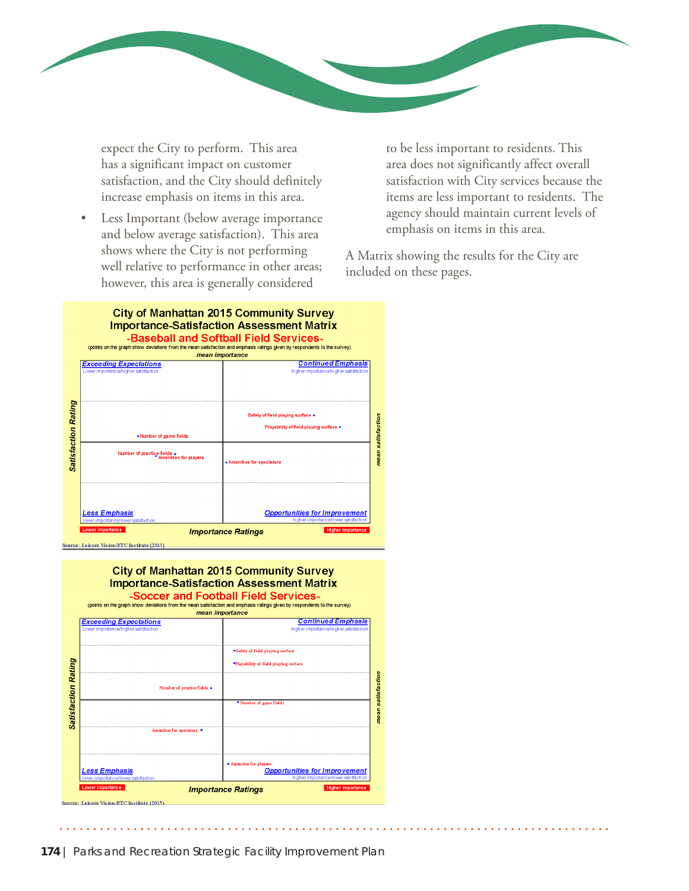expect the City to perform. This area has a significant impact on customer satisfaction, and the City should definitely increase emphasis on items in this area.

- Less Important (below average importance and below average satisfaction). This area shows where the City is not performing well relative to performance in other areas; however, this area is generally considered to be less important to residents. This area does not significantly affect overall satisfaction with City services because the items are less important to residents. The agency should maintain current levels of emphasis on items in this area.

A Matrix showing the results for the City are included on these pages.

City of Manhattan 2015 Community Survey
Importance-Satisfaction Assessment Matrix
-Baseball and Softball Field Services-
(points on the graph show deviations from the mean satisfaction and emphasis ratings given by respondents to the survey)

mean importance

Exceeding Expectations
Lower importance/higher satisfaction

Continued Emphasis
higher importance/higher satisfaction

Safety of field playing surface
Playability of field playing surface
Number of game fields
Number of practice fields
Amenities for players
Amenities for spectators

Less Emphasis
lower importance/lower satisfaction

Opportunities for Improvement
higher importance/lower satisfaction

Satisfaction Rating
mean satisfaction
Lower Importance
Importance Ratings
Higher Importance

Source: Leisure Vision/ETC Institute (2015)

City of Manhattan 2015 Community Survey
Importance-Satisfaction Assessment Matrix
-Soccer and Football Field Services-
(points on the graph show deviations from the mean satisfaction and emphasis ratings given by respondents to the survey)

mean importance

Exceeding Expectations
Lower importance/higher satisfaction

Continued Emphasis
higher importance/higher satisfaction

Safety of field playing surface
Playability of field playing surface
Number of practice fields
Number of game fields
Amenities for spectators
Amenities for players

Less Emphasis
lower importance/lower satisfaction

Opportunities for Improvement
higher importance/lower satisfaction

Satisfaction Rating
mean satisfaction
Lower Importance
Importance Ratings
Higher Importance

Source: Leisure Vision/ETC Institute (2015)